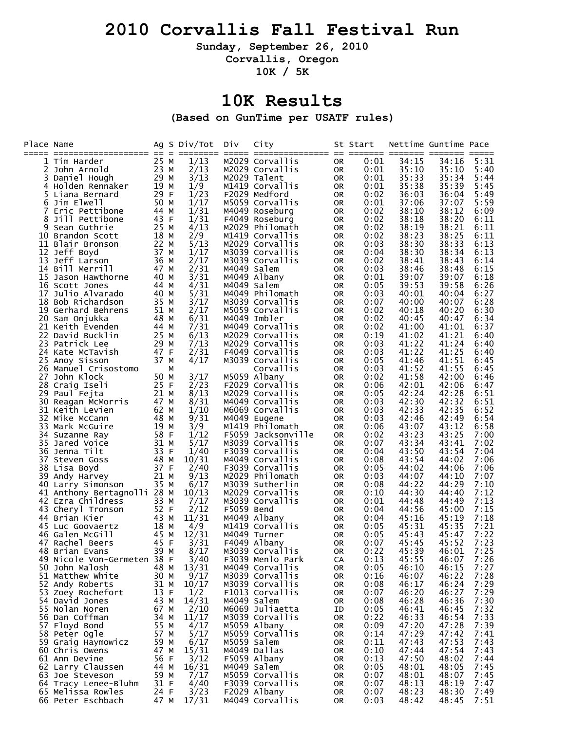# 2010 Corvallis Fall Festival Run

**Sunday, September 26, 2010**

**Corvallis, Oregon**

**10K / 5K**

## 10K Results

**(Based on GunTime per USATF rules)**

| Place | Name | Ag | S | Div/Tot | Div | City | St | Start | Nettime | Guntime | Pace |
|---|---|---|---|---|---|---|---|---|---|---|---|
| 1 | Tim Harder | 25 | M | 1/13 | M2029 | Corvallis | OR | 0:01 | 34:15 | 34:16 | 5:31 |
| 2 | John Arnold | 23 | M | 2/13 | M2029 | Corvallis | OR | 0:01 | 35:10 | 35:10 | 5:40 |
| 3 | Daniel Hough | 29 | M | 3/13 | M2029 | Talent | OR | 0:01 | 35:33 | 35:34 | 5:44 |
| 4 | Holden Rennaker | 19 | M | 1/9 | M1419 | Corvallis | OR | 0:01 | 35:38 | 35:39 | 5:45 |
| 5 | Liana Bernard | 29 | F | 1/23 | F2029 | Medford | OR | 0:02 | 36:03 | 36:04 | 5:49 |
| 6 | Jim Elwell | 50 | M | 1/17 | M5059 | Corvallis | OR | 0:01 | 37:06 | 37:07 | 5:59 |
| 7 | Eric Pettibone | 44 | M | 1/31 | M4049 | Roseburg | OR | 0:02 | 38:10 | 38:12 | 6:09 |
| 8 | Jill Pettibone | 43 | F | 1/31 | F4049 | Roseburg | OR | 0:02 | 38:18 | 38:20 | 6:11 |
| 9 | Sean Guthrie | 25 | M | 4/13 | M2029 | Philomath | OR | 0:02 | 38:19 | 38:21 | 6:11 |
| 10 | Brandon Scott | 18 | M | 2/9 | M1419 | Corvallis | OR | 0:02 | 38:23 | 38:25 | 6:11 |
| 11 | Blair Bronson | 22 | M | 5/13 | M2029 | Corvallis | OR | 0:03 | 38:30 | 38:33 | 6:13 |
| 12 | Jeff Boyd | 37 | M | 1/17 | M3039 | Corvallis | OR | 0:04 | 38:30 | 38:34 | 6:13 |
| 13 | Jeff Larson | 36 | M | 2/17 | M3039 | Corvallis | OR | 0:02 | 38:41 | 38:43 | 6:14 |
| 14 | Bill Merrill | 47 | M | 2/31 | M4049 | Salem | OR | 0:03 | 38:46 | 38:48 | 6:15 |
| 15 | Jason Hawthorne | 40 | M | 3/31 | M4049 | Albany | OR | 0:01 | 39:07 | 39:07 | 6:18 |
| 16 | Scott Jones | 44 | M | 4/31 | M4049 | Salem | OR | 0:05 | 39:53 | 39:58 | 6:26 |
| 17 | Julio Alvarado | 40 | M | 5/31 | M4049 | Philomath | OR | 0:03 | 40:01 | 40:04 | 6:27 |
| 18 | Bob Richardson | 35 | M | 3/17 | M3039 | Corvallis | OR | 0:07 | 40:00 | 40:07 | 6:28 |
| 19 | Gerhard Behrens | 51 | M | 2/17 | M5059 | Corvallis | OR | 0:02 | 40:18 | 40:20 | 6:30 |
| 20 | Sam Onjukka | 48 | M | 6/31 | M4049 | Imbler | OR | 0:02 | 40:45 | 40:47 | 6:34 |
| 21 | Keith Evenden | 44 | M | 7/31 | M4049 | Corvallis | OR | 0:02 | 41:00 | 41:01 | 6:37 |
| 22 | David Bucklin | 25 | M | 6/13 | M2029 | Corvallis | OR | 0:19 | 41:02 | 41:21 | 6:40 |
| 23 | Patrick Lee | 29 | M | 7/13 | M2029 | Corvallis | OR | 0:03 | 41:22 | 41:24 | 6:40 |
| 24 | Kate McTavish | 47 | F | 2/31 | F4049 | Corvallis | OR | 0:03 | 41:22 | 41:25 | 6:40 |
| 25 | Anoy Sisson | 37 | M | 4/17 | M3039 | Corvallis | OR | 0:05 | 41:46 | 41:51 | 6:45 |
| 26 | Manuel Crisostomo | | M | | | Corvallis | OR | 0:03 | 41:52 | 41:55 | 6:45 |
| 27 | John Klock | 50 | M | 3/17 | M5059 | Albany | OR | 0:02 | 41:58 | 42:00 | 6:46 |
| 28 | Craig Iseli | 25 | F | 2/23 | F2029 | Corvallis | OR | 0:06 | 42:01 | 42:06 | 6:47 |
| 29 | Paul Fejta | 21 | M | 8/13 | M2029 | Corvallis | OR | 0:05 | 42:24 | 42:28 | 6:51 |
| 30 | Reagan McMorris | 47 | M | 8/31 | M4049 | Corvallis | OR | 0:03 | 42:30 | 42:32 | 6:51 |
| 31 | Keith Levien | 62 | M | 1/10 | M6069 | Corvallis | OR | 0:03 | 42:33 | 42:35 | 6:52 |
| 32 | Mike McCann | 48 | M | 9/31 | M4049 | Eugene | OR | 0:03 | 42:46 | 42:49 | 6:54 |
| 33 | Mark McGuire | 19 | M | 3/9 | M1419 | Philomath | OR | 0:06 | 43:07 | 43:12 | 6:58 |
| 34 | Suzanne Ray | 58 | F | 1/12 | F5059 | Jacksonville | OR | 0:02 | 43:23 | 43:25 | 7:00 |
| 35 | Jared Voice | 31 | M | 5/17 | M3039 | Corvallis | OR | 0:07 | 43:34 | 43:41 | 7:02 |
| 36 | Jenna Tilt | 33 | F | 1/40 | F3039 | Corvallis | OR | 0:04 | 43:50 | 43:54 | 7:04 |
| 37 | Steven Goss | 48 | M | 10/31 | M4049 | Corvallis | OR | 0:08 | 43:54 | 44:02 | 7:06 |
| 38 | Lisa Boyd | 37 | F | 2/40 | F3039 | Corvallis | OR | 0:05 | 44:02 | 44:06 | 7:06 |
| 39 | Andy Harvey | 21 | M | 9/13 | M2029 | Philomath | OR | 0:03 | 44:07 | 44:10 | 7:07 |
| 40 | Larry Simonson | 35 | M | 6/17 | M3039 | Sutherlin | OR | 0:08 | 44:22 | 44:29 | 7:10 |
| 41 | Anthony Bertagnolli | 28 | M | 10/13 | M2029 | Corvallis | OR | 0:10 | 44:30 | 44:40 | 7:12 |
| 42 | Ezra Childress | 33 | M | 7/17 | M3039 | Corvallis | OR | 0:01 | 44:48 | 44:49 | 7:13 |
| 43 | Cheryl Tronson | 52 | F | 2/12 | F5059 | Bend | OR | 0:04 | 44:56 | 45:00 | 7:15 |
| 44 | Brian Kier | 43 | M | 11/31 | M4049 | Albany | OR | 0:04 | 45:16 | 45:19 | 7:18 |
| 45 | Luc Goovaertz | 18 | M | 4/9 | M1419 | Corvallis | OR | 0:05 | 45:31 | 45:35 | 7:21 |
| 46 | Galen McGill | 45 | M | 12/31 | M4049 | Turner | OR | 0:05 | 45:43 | 45:47 | 7:22 |
| 47 | Rachel Beers | 45 | F | 3/31 | F4049 | Albany | OR | 0:07 | 45:45 | 45:52 | 7:23 |
| 48 | Brian Evans | 39 | M | 8/17 | M3039 | Corvallis | OR | 0:22 | 45:39 | 46:01 | 7:25 |
| 49 | Nicole Von-Germeten | 38 | F | 3/40 | F3039 | Menlo Park | CA | 0:13 | 45:55 | 46:07 | 7:26 |
| 50 | John Malosh | 48 | M | 13/31 | M4049 | Corvallis | OR | 0:05 | 46:10 | 46:15 | 7:27 |
| 51 | Matthew White | 30 | M | 9/17 | M3039 | Corvallis | OR | 0:16 | 46:07 | 46:22 | 7:28 |
| 52 | Andy Roberts | 31 | M | 10/17 | M3039 | Corvallis | OR | 0:08 | 46:17 | 46:24 | 7:29 |
| 53 | Zoey Rochefort | 13 | F | 1/2 | F1013 | Corvallis | OR | 0:07 | 46:20 | 46:27 | 7:29 |
| 54 | David Jones | 43 | M | 14/31 | M4049 | Salem | OR | 0:08 | 46:28 | 46:36 | 7:30 |
| 55 | Nolan Noren | 67 | M | 2/10 | M6069 | Juliaetta | ID | 0:05 | 46:41 | 46:45 | 7:32 |
| 56 | Dan Coffman | 34 | M | 11/17 | M3039 | Corvallis | OR | 0:22 | 46:33 | 46:54 | 7:33 |
| 57 | Floyd Bond | 55 | M | 4/17 | M5059 | Albany | OR | 0:09 | 47:20 | 47:28 | 7:39 |
| 58 | Peter Ogle | 57 | M | 5/17 | M5059 | Corvallis | OR | 0:14 | 47:29 | 47:42 | 7:41 |
| 59 | Graig Haymowicz | 59 | M | 6/17 | M5059 | Salem | OR | 0:11 | 47:43 | 47:53 | 7:43 |
| 60 | Chris Owens | 47 | M | 15/31 | M4049 | Dallas | OR | 0:10 | 47:44 | 47:54 | 7:43 |
| 61 | Ann Devine | 56 | F | 3/12 | F5059 | Albany | OR | 0:13 | 47:50 | 48:02 | 7:44 |
| 62 | Larry Claussen | 44 | M | 16/31 | M4049 | Salem | OR | 0:05 | 48:01 | 48:05 | 7:45 |
| 63 | Joe Steveson | 59 | M | 7/17 | M5059 | Corvallis | OR | 0:07 | 48:01 | 48:07 | 7:45 |
| 64 | Tracy Lenee-Bluhm | 31 | F | 4/40 | F3039 | Corvallis | OR | 0:07 | 48:13 | 48:19 | 7:47 |
| 65 | Melissa Rowles | 24 | F | 3/23 | F2029 | Albany | OR | 0:07 | 48:23 | 48:30 | 7:49 |
| 66 | Peter Eschbach | 47 | M | 17/31 | M4049 | Corvallis | OR | 0:03 | 48:42 | 48:45 | 7:51 |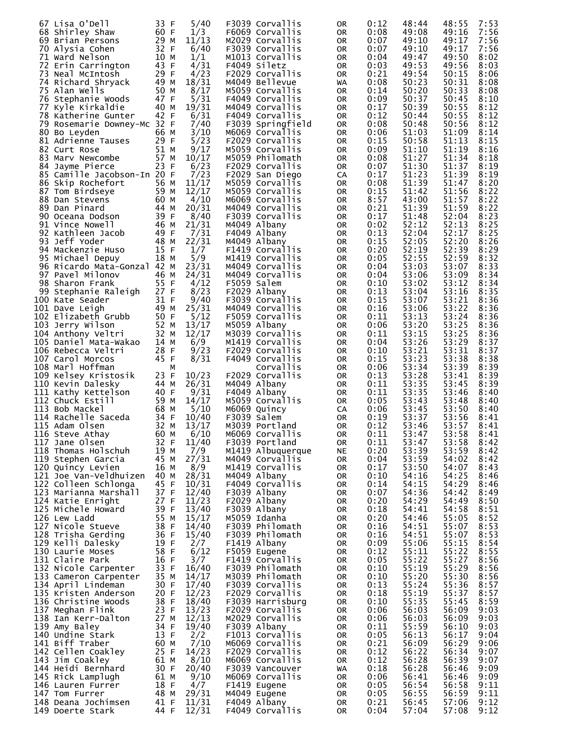| Place | Name | Age | Sex | Div Place | Div | City | State | Gun Delay | Chip Time | Gun Time | Pace |
|---|---|---|---|---|---|---|---|---|---|---|---|
| 67 | Lisa O'Dell | 33 | F | 5/40 | F3039 | Corvallis | OR | 0:12 | 48:44 | 48:55 | 7:53 |
| 68 | Shirley Shaw | 60 | F | 1/3 | F6069 | Corvallis | OR | 0:08 | 49:08 | 49:16 | 7:56 |
| 69 | Brian Persons | 29 | M | 11/13 | M2029 | Corvallis | OR | 0:07 | 49:10 | 49:17 | 7:56 |
| 70 | Alysia Cohen | 32 | F | 6/40 | F3039 | Corvallis | OR | 0:07 | 49:10 | 49:17 | 7:56 |
| 71 | Ward Nelson | 10 | M | 1/1 | M1013 | Corvallis | OR | 0:04 | 49:47 | 49:50 | 8:02 |
| 72 | Erin Carrington | 43 | F | 4/31 | F4049 | Siletz | OR | 0:03 | 49:53 | 49:56 | 8:03 |
| 73 | Neal McIntosh | 29 | F | 4/23 | F2029 | Corvallis | OR | 0:21 | 49:54 | 50:15 | 8:06 |
| 74 | Richard Shryack | 49 | M | 18/31 | M4049 | Bellevue | WA | 0:08 | 50:23 | 50:31 | 8:08 |
| 75 | Alan Wells | 50 | M | 8/17 | M5059 | Corvallis | OR | 0:14 | 50:20 | 50:33 | 8:08 |
| 76 | Stephanie Woods | 47 | F | 5/31 | F4049 | Corvallis | OR | 0:09 | 50:37 | 50:45 | 8:10 |
| 77 | Kyle Kirkaldie | 40 | M | 19/31 | M4049 | Corvallis | OR | 0:17 | 50:39 | 50:55 | 8:12 |
| 78 | Katherine Gunter | 42 | F | 6/31 | F4049 | Corvallis | OR | 0:12 | 50:44 | 50:55 | 8:12 |
| 79 | Rosemarie Downey-Mc | 32 | F | 7/40 | F3039 | Springfield | OR | 0:08 | 50:48 | 50:56 | 8:12 |
| 80 | Bo Leyden | 66 | M | 3/10 | M6069 | Corvallis | OR | 0:06 | 51:03 | 51:09 | 8:14 |
| 81 | Adrienne Tauses | 29 | F | 5/23 | F2029 | Corvallis | OR | 0:15 | 50:58 | 51:13 | 8:15 |
| 82 | Curt Rose | 51 | M | 9/17 | M5059 | Corvallis | OR | 0:09 | 51:10 | 51:19 | 8:16 |
| 83 | Marv Newcombe | 57 | M | 10/17 | M5059 | Philomath | OR | 0:08 | 51:27 | 51:34 | 8:18 |
| 84 | Jayme Pierce | 23 | F | 6/23 | F2029 | Corvallis | OR | 0:07 | 51:30 | 51:37 | 8:19 |
| 85 | Camille Jacobson-In | 20 | F | 7/23 | F2029 | San Diego | CA | 0:17 | 51:23 | 51:39 | 8:19 |
| 86 | Skip Rochefort | 56 | M | 11/17 | M5059 | Corvallis | OR | 0:08 | 51:39 | 51:47 | 8:20 |
| 87 | Tom Birdseye | 59 | M | 12/17 | M5059 | Corvallis | OR | 0:15 | 51:42 | 51:56 | 8:22 |
| 88 | Dan Stevens | 60 | M | 4/10 | M6069 | Corvallis | OR | 8:57 | 43:00 | 51:57 | 8:22 |
| 89 | Dan Pinard | 44 | M | 20/31 | M4049 | Corvallis | OR | 0:21 | 51:39 | 51:59 | 8:22 |
| 90 | Oceana Dodson | 39 | F | 8/40 | F3039 | Corvallis | OR | 0:17 | 51:48 | 52:04 | 8:23 |
| 91 | Vince Nowell | 46 | M | 21/31 | M4049 | Albany | OR | 0:02 | 52:12 | 52:13 | 8:25 |
| 92 | Kathleen Jacob | 49 | F | 7/31 | F4049 | Albany | OR | 0:13 | 52:04 | 52:17 | 8:25 |
| 93 | Jeff Yoder | 48 | M | 22/31 | M4049 | Albany | OR | 0:15 | 52:05 | 52:20 | 8:26 |
| 94 | Mackenzie Huso | 15 | F | 1/7 | F1419 | Corvallis | OR | 0:20 | 52:19 | 52:39 | 8:29 |
| 95 | Michael Depuy | 18 | M | 5/9 | M1419 | Corvallis | OR | 0:05 | 52:55 | 52:59 | 8:32 |
| 96 | Ricardo Mata-Gonzal | 42 | M | 23/31 | M4049 | Corvallis | OR | 0:04 | 53:03 | 53:07 | 8:33 |
| 97 | Pavel Milonov | 46 | M | 24/31 | M4049 | Corvallis | OR | 0:04 | 53:06 | 53:09 | 8:34 |
| 98 | Sharon Frank | 55 | F | 4/12 | F5059 | Salem | OR | 0:10 | 53:02 | 53:12 | 8:34 |
| 99 | Stephanie Raleigh | 27 | F | 8/23 | F2029 | Albany | OR | 0:13 | 53:04 | 53:16 | 8:35 |
| 100 | Kate Seader | 31 | F | 9/40 | F3039 | Corvallis | OR | 0:15 | 53:07 | 53:21 | 8:36 |
| 101 | Dave Leigh | 49 | M | 25/31 | M4049 | Corvallis | OR | 0:16 | 53:06 | 53:22 | 8:36 |
| 102 | Elizabeth Grubb | 50 | F | 5/12 | F5059 | Corvallis | OR | 0:11 | 53:13 | 53:24 | 8:36 |
| 103 | Jerry Wilson | 52 | M | 13/17 | M5059 | Albany | OR | 0:06 | 53:20 | 53:25 | 8:36 |
| 104 | Anthony Veltri | 32 | M | 12/17 | M3039 | Corvallis | OR | 0:11 | 53:15 | 53:25 | 8:36 |
| 105 | Daniel Mata-Wakao | 14 | M | 6/9 | M1419 | Corvallis | OR | 0:04 | 53:26 | 53:29 | 8:37 |
| 106 | Rebecca Veltri | 28 | F | 9/23 | F2029 | Corvallis | OR | 0:10 | 53:21 | 53:31 | 8:37 |
| 107 | Carol Morcos | 45 | F | 8/31 | F4049 | Corvallis | OR | 0:15 | 53:23 | 53:38 | 8:38 |
| 108 | Marl Hoffman | | M | | | Corvallis | OR | 0:06 | 53:34 | 53:39 | 8:39 |
| 109 | Kelsey Kristosik | 23 | F | 10/23 | F2029 | Corvallis | OR | 0:13 | 53:28 | 53:41 | 8:39 |
| 110 | Kevin Dalesky | 44 | M | 26/31 | M4049 | Albany | OR | 0:11 | 53:35 | 53:45 | 8:39 |
| 111 | Kathy Kettelson | 40 | F | 9/31 | F4049 | Albany | OR | 0:11 | 53:35 | 53:46 | 8:40 |
| 112 | Chuck Estill | 59 | M | 14/17 | M5059 | Corvallis | OR | 0:05 | 53:43 | 53:48 | 8:40 |
| 113 | Bob Mackel | 68 | M | 5/10 | M6069 | Quincy | CA | 0:06 | 53:45 | 53:50 | 8:40 |
| 114 | Rachelle Saceda | 34 | F | 10/40 | F3039 | Salem | OR | 0:19 | 53:37 | 53:56 | 8:41 |
| 115 | Adam Olsen | 32 | M | 13/17 | M3039 | Portland | OR | 0:12 | 53:46 | 53:57 | 8:41 |
| 116 | Steve Athay | 60 | M | 6/10 | M6069 | Corvallis | OR | 0:11 | 53:47 | 53:58 | 8:41 |
| 117 | Jane Olsen | 32 | F | 11/40 | F3039 | Portland | OR | 0:11 | 53:47 | 53:58 | 8:42 |
| 118 | Thomas Holschuh | 19 | M | 7/9 | M1419 | Albuquerque | NE | 0:20 | 53:39 | 53:59 | 8:42 |
| 119 | Stephen Garcia | 45 | M | 27/31 | M4049 | Corvallis | OR | 0:04 | 53:59 | 54:02 | 8:42 |
| 120 | Quincy Levien | 16 | M | 8/9 | M1419 | Corvallis | OR | 0:17 | 53:50 | 54:07 | 8:43 |
| 121 | Joe Van-Veldhuizen | 40 | M | 28/31 | M4049 | Albany | OR | 0:10 | 54:16 | 54:25 | 8:46 |
| 122 | Colleen Schlonga | 45 | F | 10/31 | F4049 | Corvallis | OR | 0:14 | 54:15 | 54:29 | 8:46 |
| 123 | Marianna Marshall | 37 | F | 12/40 | F3039 | Albany | OR | 0:07 | 54:36 | 54:42 | 8:49 |
| 124 | Katie Enright | 27 | F | 11/23 | F2029 | Albany | OR | 0:20 | 54:29 | 54:49 | 8:50 |
| 125 | Michele Howard | 39 | F | 13/40 | F3039 | Albany | OR | 0:18 | 54:41 | 54:58 | 8:51 |
| 126 | Lew Ladd | 55 | M | 15/17 | M5059 | Idanha | OR | 0:20 | 54:46 | 55:05 | 8:52 |
| 127 | Nicole Stueve | 38 | F | 14/40 | F3039 | Philomath | OR | 0:16 | 54:51 | 55:07 | 8:53 |
| 128 | Trisha Gerding | 36 | F | 15/40 | F3039 | Philomath | OR | 0:16 | 54:51 | 55:07 | 8:53 |
| 129 | Kelli Dalesky | 19 | F | 2/7 | F1419 | Albany | OR | 0:09 | 55:06 | 55:15 | 8:54 |
| 130 | Laurie Moses | 58 | F | 6/12 | F5059 | Eugene | OR | 0:12 | 55:11 | 55:22 | 8:55 |
| 131 | Claire Park | 16 | F | 3/7 | F1419 | Corvallis | OR | 0:05 | 55:22 | 55:27 | 8:56 |
| 132 | Nicole Carpenter | 33 | F | 16/40 | F3039 | Philomath | OR | 0:10 | 55:19 | 55:29 | 8:56 |
| 133 | Cameron Carpenter | 35 | M | 14/17 | M3039 | Philomath | OR | 0:10 | 55:20 | 55:30 | 8:56 |
| 134 | April Lindeman | 30 | F | 17/40 | F3039 | Corvallis | OR | 0:13 | 55:24 | 55:36 | 8:57 |
| 135 | Kristen Anderson | 20 | F | 12/23 | F2029 | Corvallis | OR | 0:18 | 55:19 | 55:37 | 8:57 |
| 136 | Christine Woods | 38 | F | 18/40 | F3039 | Harrisburg | OR | 0:10 | 55:35 | 55:45 | 8:59 |
| 137 | Meghan Flink | 23 | F | 13/23 | F2029 | Corvallis | OR | 0:06 | 56:03 | 56:09 | 9:03 |
| 138 | Ian Kerr-Dalton | 27 | M | 12/13 | M2029 | Corvallis | OR | 0:06 | 56:03 | 56:09 | 9:03 |
| 139 | Amy Baley | 34 | F | 19/40 | F3039 | Albany | OR | 0:11 | 55:59 | 56:10 | 9:03 |
| 140 | Undine Stark | 13 | F | 2/2 | F1013 | Corvallis | OR | 0:05 | 56:13 | 56:17 | 9:04 |
| 141 | Biff Traber | 60 | M | 7/10 | M6069 | Corvallis | OR | 0:21 | 56:09 | 56:29 | 9:06 |
| 142 | Cellen Coakley | 25 | F | 14/23 | F2029 | Corvallis | OR | 0:12 | 56:22 | 56:34 | 9:07 |
| 143 | Jim Coakley | 61 | M | 8/10 | M6069 | Corvallis | OR | 0:12 | 56:28 | 56:39 | 9:07 |
| 144 | Heidi Bernhard | 30 | F | 20/40 | F3039 | Vancouver | WA | 0:18 | 56:28 | 56:46 | 9:09 |
| 145 | Rick Lamplugh | 61 | M | 9/10 | M6069 | Corvallis | OR | 0:06 | 56:41 | 56:46 | 9:09 |
| 146 | Lauren Furrer | 18 | F | 4/7 | F1419 | Eugene | OR | 0:05 | 56:54 | 56:58 | 9:11 |
| 147 | Tom Furrer | 48 | M | 29/31 | M4049 | Eugene | OR | 0:05 | 56:55 | 56:59 | 9:11 |
| 148 | Deana Jochimsen | 41 | F | 11/31 | F4049 | Albany | OR | 0:21 | 56:45 | 57:06 | 9:12 |
| 149 | Doerte Stark | 44 | F | 12/31 | F4049 | Corvallis | OR | 0:04 | 57:04 | 57:08 | 9:12 |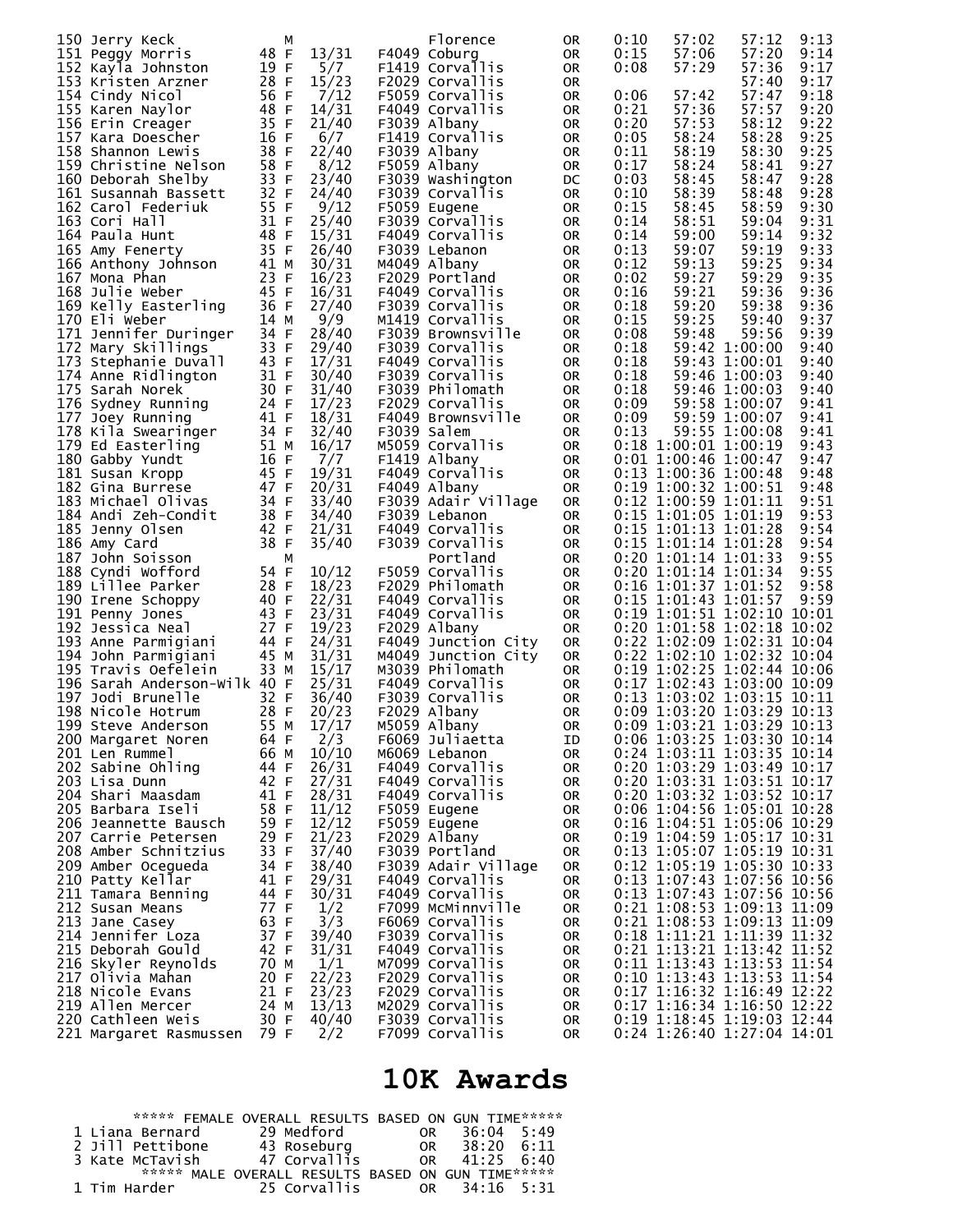| Place | Name | Age | Sex | Div Place | Division | City | State | Start | Chip Time | Gun Time | Pace |
|---|---|---|---|---|---|---|---|---|---|---|---|
| 150 | Jerry Keck | | M | | | Florence | OR | 0:10 | 57:02 | 57:12 | 9:13 |
| 151 | Peggy Morris | 48 | F | 13/31 | F4049 | Coburg | OR | 0:15 | 57:06 | 57:20 | 9:14 |
| 152 | Kayla Johnston | 19 | F | 5/7 | F1419 | Corvallis | OR | 0:08 | 57:29 | 57:36 | 9:17 |
| 153 | Kristen Arzner | 28 | F | 15/23 | F2029 | Corvallis | OR | | | 57:40 | 9:17 |
| 154 | Cindy Nicol | 56 | F | 7/12 | F5059 | Corvallis | OR | 0:06 | 57:42 | 57:47 | 9:18 |
| 155 | Karen Naylor | 48 | F | 14/31 | F4049 | Corvallis | OR | 0:21 | 57:36 | 57:57 | 9:20 |
| 156 | Erin Creager | 35 | F | 21/40 | F3039 | Albany | OR | 0:20 | 57:53 | 58:12 | 9:22 |
| 157 | Kara Doescher | 16 | F | 6/7 | F1419 | Corvallis | OR | 0:05 | 58:24 | 58:28 | 9:25 |
| 158 | Shannon Lewis | 38 | F | 22/40 | F3039 | Albany | OR | 0:11 | 58:19 | 58:30 | 9:25 |
| 159 | Christine Nelson | 58 | F | 8/12 | F5059 | Albany | OR | 0:17 | 58:24 | 58:41 | 9:27 |
| 160 | Deborah Shelby | 33 | F | 23/40 | F3039 | Washington | DC | 0:03 | 58:45 | 58:47 | 9:28 |
| 161 | Susannah Bassett | 32 | F | 24/40 | F3039 | Corvallis | OR | 0:10 | 58:39 | 58:48 | 9:28 |
| 162 | Carol Federiuk | 55 | F | 9/12 | F5059 | Eugene | OR | 0:15 | 58:45 | 58:59 | 9:30 |
| 163 | Cori Hall | 31 | F | 25/40 | F3039 | Corvallis | OR | 0:14 | 58:51 | 59:04 | 9:31 |
| 164 | Paula Hunt | 48 | F | 15/31 | F4049 | Corvallis | OR | 0:14 | 59:00 | 59:14 | 9:32 |
| 165 | Amy Fenerty | 35 | F | 26/40 | F3039 | Lebanon | OR | 0:13 | 59:07 | 59:19 | 9:33 |
| 166 | Anthony Johnson | 41 | M | 30/31 | M4049 | Albany | OR | 0:12 | 59:13 | 59:25 | 9:34 |
| 167 | Mona Phan | 23 | F | 16/23 | F2029 | Portland | OR | 0:02 | 59:27 | 59:29 | 9:35 |
| 168 | Julie Weber | 45 | F | 16/31 | F4049 | Corvallis | OR | 0:16 | 59:21 | 59:36 | 9:36 |
| 169 | Kelly Easterling | 36 | F | 27/40 | F3039 | Corvallis | OR | 0:18 | 59:20 | 59:38 | 9:36 |
| 170 | Eli Weber | 14 | M | 9/9 | M1419 | Corvallis | OR | 0:15 | 59:25 | 59:40 | 9:37 |
| 171 | Jennifer Duringer | 34 | F | 28/40 | F3039 | Brownsville | OR | 0:08 | 59:48 | 59:56 | 9:39 |
| 172 | Mary Skillings | 33 | F | 29/40 | F3039 | Corvallis | OR | 0:18 | 59:42 | 1:00:00 | 9:40 |
| 173 | Stephanie Duvall | 43 | F | 17/31 | F4049 | Corvallis | OR | 0:18 | 59:43 | 1:00:01 | 9:40 |
| 174 | Anne Ridlington | 31 | F | 30/40 | F3039 | Corvallis | OR | 0:18 | 59:46 | 1:00:03 | 9:40 |
| 175 | Sarah Norek | 30 | F | 31/40 | F3039 | Philomath | OR | 0:18 | 59:46 | 1:00:03 | 9:40 |
| 176 | Sydney Running | 24 | F | 17/23 | F2029 | Corvallis | OR | 0:09 | 59:58 | 1:00:07 | 9:41 |
| 177 | Joey Running | 41 | F | 18/31 | F4049 | Brownsville | OR | 0:09 | 59:59 | 1:00:07 | 9:41 |
| 178 | Kila Swearinger | 34 | F | 32/40 | F3039 | Salem | OR | 0:13 | 59:55 | 1:00:08 | 9:41 |
| 179 | Ed Easterling | 51 | M | 16/17 | M5059 | Corvallis | OR | 0:18 | 1:00:01 | 1:00:19 | 9:43 |
| 180 | Gabby Yundt | 16 | F | 7/7 | F1419 | Albany | OR | 0:01 | 1:00:46 | 1:00:47 | 9:47 |
| 181 | Susan Kropp | 45 | F | 19/31 | F4049 | Corvallis | OR | 0:13 | 1:00:36 | 1:00:48 | 9:48 |
| 182 | Gina Burrese | 47 | F | 20/31 | F4049 | Albany | OR | 0:19 | 1:00:32 | 1:00:51 | 9:48 |
| 183 | Michael Olivas | 34 | F | 33/40 | F3039 | Adair Village | OR | 0:12 | 1:00:59 | 1:01:11 | 9:51 |
| 184 | Andi Zeh-Condit | 38 | F | 34/40 | F3039 | Lebanon | OR | 0:15 | 1:01:05 | 1:01:19 | 9:53 |
| 185 | Jenny Olsen | 42 | F | 21/31 | F4049 | Corvallis | OR | 0:15 | 1:01:13 | 1:01:28 | 9:54 |
| 186 | Amy Card | 38 | F | 35/40 | F3039 | Corvallis | OR | 0:15 | 1:01:14 | 1:01:28 | 9:54 |
| 187 | John Soisson | | M | | | Portland | OR | 0:20 | 1:01:14 | 1:01:33 | 9:55 |
| 188 | Cyndi Wofford | 54 | F | 10/12 | F5059 | Corvallis | OR | 0:20 | 1:01:14 | 1:01:34 | 9:55 |
| 189 | Lillee Parker | 28 | F | 18/23 | F2029 | Philomath | OR | 0:16 | 1:01:37 | 1:01:52 | 9:58 |
| 190 | Irene Schoppy | 40 | F | 22/31 | F4049 | Corvallis | OR | 0:15 | 1:01:43 | 1:01:57 | 9:59 |
| 191 | Penny Jones | 43 | F | 23/31 | F4049 | Corvallis | OR | 0:19 | 1:01:51 | 1:02:10 | 10:01 |
| 192 | Jessica Neal | 27 | F | 19/23 | F2029 | Albany | OR | 0:20 | 1:01:58 | 1:02:18 | 10:02 |
| 193 | Anne Parmigiani | 44 | F | 24/31 | F4049 | Junction City | OR | 0:22 | 1:02:09 | 1:02:31 | 10:04 |
| 194 | John Parmigiani | 45 | M | 31/31 | M4049 | Junction City | OR | 0:22 | 1:02:10 | 1:02:32 | 10:04 |
| 195 | Travis Oefelein | 33 | M | 15/17 | M3039 | Philomath | OR | 0:19 | 1:02:25 | 1:02:44 | 10:06 |
| 196 | Sarah Anderson-Wilk | 40 | F | 25/31 | F4049 | Corvallis | OR | 0:17 | 1:02:43 | 1:03:00 | 10:09 |
| 197 | Jodi Brunelle | 32 | F | 36/40 | F3039 | Corvallis | OR | 0:13 | 1:03:02 | 1:03:15 | 10:11 |
| 198 | Nicole Hotrum | 28 | F | 20/23 | F2029 | Albany | OR | 0:09 | 1:03:20 | 1:03:29 | 10:13 |
| 199 | Steve Anderson | 55 | M | 17/17 | M5059 | Albany | OR | 0:09 | 1:03:21 | 1:03:29 | 10:13 |
| 200 | Margaret Noren | 64 | F | 2/3 | F6069 | Juliaetta | ID | 0:06 | 1:03:25 | 1:03:30 | 10:14 |
| 201 | Len Rummel | 66 | M | 10/10 | M6069 | Lebanon | OR | 0:24 | 1:03:11 | 1:03:35 | 10:14 |
| 202 | Sabine Ohling | 44 | F | 26/31 | F4049 | Corvallis | OR | 0:20 | 1:03:29 | 1:03:49 | 10:17 |
| 203 | Lisa Dunn | 42 | F | 27/31 | F4049 | Corvallis | OR | 0:20 | 1:03:31 | 1:03:51 | 10:17 |
| 204 | Shari Maasdam | 41 | F | 28/31 | F4049 | Corvallis | OR | 0:20 | 1:03:32 | 1:03:52 | 10:17 |
| 205 | Barbara Iseli | 58 | F | 11/12 | F5059 | Eugene | OR | 0:06 | 1:04:56 | 1:05:01 | 10:28 |
| 206 | Jeannette Bausch | 59 | F | 12/12 | F5059 | Eugene | OR | 0:16 | 1:04:51 | 1:05:06 | 10:29 |
| 207 | Carrie Petersen | 29 | F | 21/23 | F2029 | Albany | OR | 0:19 | 1:04:59 | 1:05:17 | 10:31 |
| 208 | Amber Schnitzius | 33 | F | 37/40 | F3039 | Portland | OR | 0:13 | 1:05:07 | 1:05:19 | 10:31 |
| 209 | Amber Ocegueda | 34 | F | 38/40 | F3039 | Adair Village | OR | 0:12 | 1:05:19 | 1:05:30 | 10:33 |
| 210 | Patty Kellar | 41 | F | 29/31 | F4049 | Corvallis | OR | 0:13 | 1:07:43 | 1:07:56 | 10:56 |
| 211 | Tamara Benning | 44 | F | 30/31 | F4049 | Corvallis | OR | 0:13 | 1:07:43 | 1:07:56 | 10:56 |
| 212 | Susan Means | 77 | F | 1/2 | F7099 | McMinnville | OR | 0:21 | 1:08:53 | 1:09:13 | 11:09 |
| 213 | Jane Casey | 63 | F | 3/3 | F6069 | Corvallis | OR | 0:21 | 1:08:53 | 1:09:13 | 11:09 |
| 214 | Jennifer Loza | 37 | F | 39/40 | F3039 | Corvallis | OR | 0:18 | 1:11:21 | 1:11:39 | 11:32 |
| 215 | Deborah Gould | 42 | F | 31/31 | F4049 | Corvallis | OR | 0:21 | 1:13:21 | 1:13:42 | 11:52 |
| 216 | Skyler Reynolds | 70 | M | 1/1 | M7099 | Corvallis | OR | 0:11 | 1:13:43 | 1:13:53 | 11:54 |
| 217 | Olivia Mahan | 20 | F | 22/23 | F2029 | Corvallis | OR | 0:10 | 1:13:43 | 1:13:53 | 11:54 |
| 218 | Nicole Evans | 21 | F | 23/23 | F2029 | Corvallis | OR | 0:17 | 1:16:32 | 1:16:49 | 12:22 |
| 219 | Allen Mercer | 24 | M | 13/13 | M2029 | Corvallis | OR | 0:17 | 1:16:34 | 1:16:50 | 12:22 |
| 220 | Cathleen Weis | 30 | F | 40/40 | F3039 | Corvallis | OR | 0:19 | 1:18:45 | 1:19:03 | 12:44 |
| 221 | Margaret Rasmussen | 79 | F | 2/2 | F7099 | Corvallis | OR | 0:24 | 1:26:40 | 1:27:04 | 14:01 |

# 10K Awards

***** FEMALE OVERALL RESULTS BASED ON GUN TIME*****

| Place | Name | Age | City | State | Time | Pace |
|---|---|---|---|---|---|---|
| 1 | Liana Bernard | 29 | Medford | OR | 36:04 | 5:49 |
| 2 | Jill Pettibone | 43 | Roseburg | OR | 38:20 | 6:11 |
| 3 | Kate McTavish | 47 | Corvallis | OR | 41:25 | 6:40 |

***** MALE OVERALL RESULTS BASED ON GUN TIME*****

| Place | Name | Age | City | State | Time | Pace |
|---|---|---|---|---|---|---|
| 1 | Tim Harder | 25 | Corvallis | OR | 34:16 | 5:31 |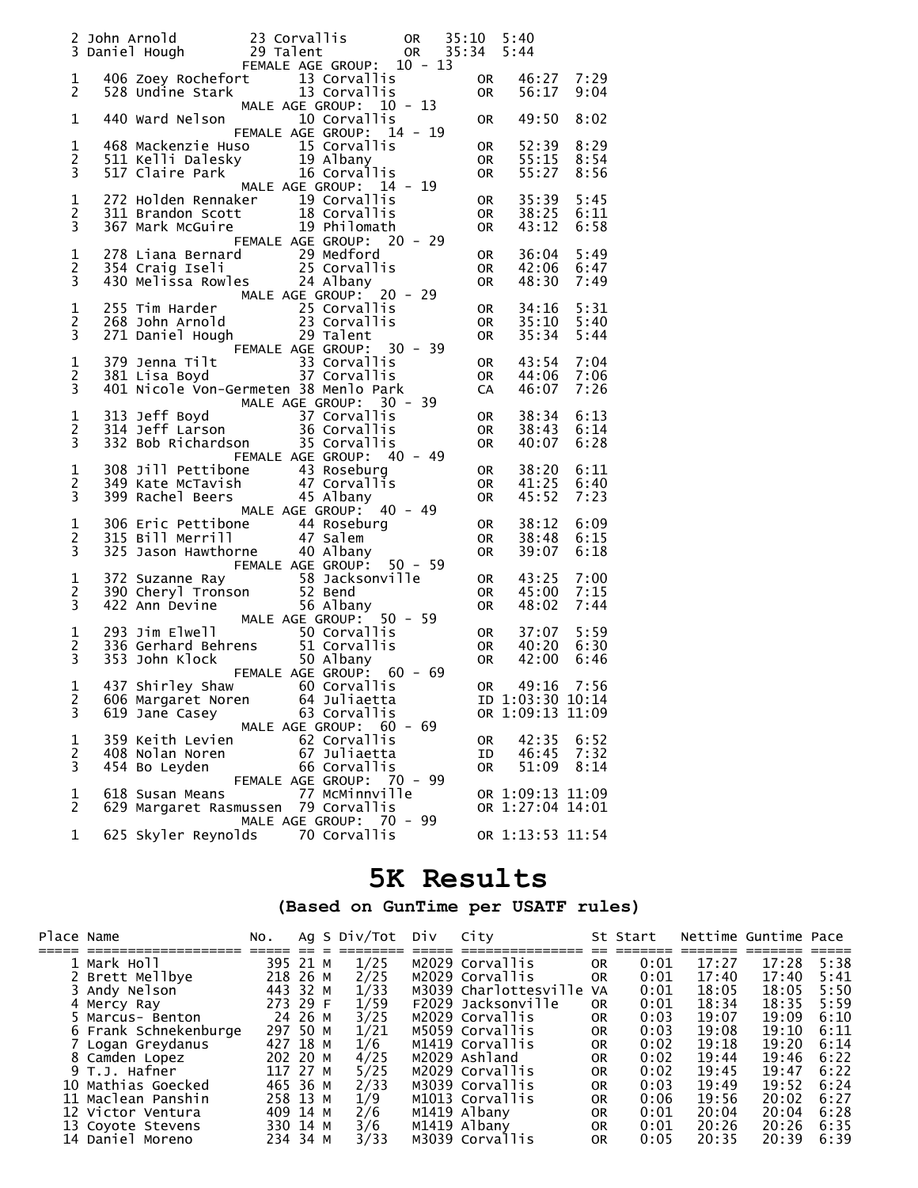| | | | | | |
|---|---|---|---|---|---|
| 2 | John Arnold | 23 Corvallis | OR | 35:10 | 5:40 |
| 3 | Daniel Hough | 29 Talent | OR | 35:34 | 5:44 |

FEMALE AGE GROUP: 10 - 13

| | | | | | | |
|---|---|---|---|---|---|---|
| 1 | 406 | Zoey Rochefort | 13 Corvallis | OR | 46:27 | 7:29 |
| 2 | 528 | Undine Stark | 13 Corvallis | OR | 56:17 | 9:04 |

MALE AGE GROUP: 10 - 13

| | | | | | | |
|---|---|---|---|---|---|---|
| 1 | 440 | Ward Nelson | 10 Corvallis | OR | 49:50 | 8:02 |

FEMALE AGE GROUP: 14 - 19

| | | | | | | |
|---|---|---|---|---|---|---|
| 1 | 468 | Mackenzie Huso | 15 Corvallis | OR | 52:39 | 8:29 |
| 2 | 511 | Kelli Dalesky | 19 Albany | OR | 55:15 | 8:54 |
| 3 | 517 | Claire Park | 16 Corvallis | OR | 55:27 | 8:56 |

MALE AGE GROUP: 14 - 19

| | | | | | | |
|---|---|---|---|---|---|---|
| 1 | 272 | Holden Rennaker | 19 Corvallis | OR | 35:39 | 5:45 |
| 2 | 311 | Brandon Scott | 18 Corvallis | OR | 38:25 | 6:11 |
| 3 | 367 | Mark McGuire | 19 Philomath | OR | 43:12 | 6:58 |

FEMALE AGE GROUP: 20 - 29

| | | | | | | |
|---|---|---|---|---|---|---|
| 1 | 278 | Liana Bernard | 29 Medford | OR | 36:04 | 5:49 |
| 2 | 354 | Craig Iseli | 25 Corvallis | OR | 42:06 | 6:47 |
| 3 | 430 | Melissa Rowles | 24 Albany | OR | 48:30 | 7:49 |

MALE AGE GROUP: 20 - 29

| | | | | | | |
|---|---|---|---|---|---|---|
| 1 | 255 | Tim Harder | 25 Corvallis | OR | 34:16 | 5:31 |
| 2 | 268 | John Arnold | 23 Corvallis | OR | 35:10 | 5:40 |
| 3 | 271 | Daniel Hough | 29 Talent | OR | 35:34 | 5:44 |

FEMALE AGE GROUP: 30 - 39

| | | | | | | |
|---|---|---|---|---|---|---|
| 1 | 379 | Jenna Tilt | 33 Corvallis | OR | 43:54 | 7:04 |
| 2 | 381 | Lisa Boyd | 37 Corvallis | OR | 44:06 | 7:06 |
| 3 | 401 | Nicole Von-Germeten | 38 Menlo Park | CA | 46:07 | 7:26 |

MALE AGE GROUP: 30 - 39

| | | | | | | |
|---|---|---|---|---|---|---|
| 1 | 313 | Jeff Boyd | 37 Corvallis | OR | 38:34 | 6:13 |
| 2 | 314 | Jeff Larson | 36 Corvallis | OR | 38:43 | 6:14 |
| 3 | 332 | Bob Richardson | 35 Corvallis | OR | 40:07 | 6:28 |

FEMALE AGE GROUP: 40 - 49

| | | | | | | |
|---|---|---|---|---|---|---|
| 1 | 308 | Jill Pettibone | 43 Roseburg | OR | 38:20 | 6:11 |
| 2 | 349 | Kate McTavish | 47 Corvallis | OR | 41:25 | 6:40 |
| 3 | 399 | Rachel Beers | 45 Albany | OR | 45:52 | 7:23 |

MALE AGE GROUP: 40 - 49

| | | | | | | |
|---|---|---|---|---|---|---|
| 1 | 306 | Eric Pettibone | 44 Roseburg | OR | 38:12 | 6:09 |
| 2 | 315 | Bill Merrill | 47 Salem | OR | 38:48 | 6:15 |
| 3 | 325 | Jason Hawthorne | 40 Albany | OR | 39:07 | 6:18 |

FEMALE AGE GROUP: 50 - 59

| | | | | | | |
|---|---|---|---|---|---|---|
| 1 | 372 | Suzanne Ray | 58 Jacksonville | OR | 43:25 | 7:00 |
| 2 | 390 | Cheryl Tronson | 52 Bend | OR | 45:00 | 7:15 |
| 3 | 422 | Ann Devine | 56 Albany | OR | 48:02 | 7:44 |

MALE AGE GROUP: 50 - 59

| | | | | | | |
|---|---|---|---|---|---|---|
| 1 | 293 | Jim Elwell | 50 Corvallis | OR | 37:07 | 5:59 |
| 2 | 336 | Gerhard Behrens | 51 Corvallis | OR | 40:20 | 6:30 |
| 3 | 353 | John Klock | 50 Albany | OR | 42:00 | 6:46 |

FEMALE AGE GROUP: 60 - 69

| | | | | | | |
|---|---|---|---|---|---|---|
| 1 | 437 | Shirley Shaw | 60 Corvallis | OR | 49:16 | 7:56 |
| 2 | 606 | Margaret Noren | 64 Juliaetta | ID | 1:03:30 | 10:14 |
| 3 | 619 | Jane Casey | 63 Corvallis | OR | 1:09:13 | 11:09 |

MALE AGE GROUP: 60 - 69

| | | | | | | |
|---|---|---|---|---|---|---|
| 1 | 359 | Keith Levien | 62 Corvallis | OR | 42:35 | 6:52 |
| 2 | 408 | Nolan Noren | 67 Juliaetta | ID | 46:45 | 7:32 |
| 3 | 454 | Bo Leyden | 66 Corvallis | OR | 51:09 | 8:14 |

FEMALE AGE GROUP: 70 - 99

| | | | | | | |
|---|---|---|---|---|---|---|
| 1 | 618 | Susan Means | 77 McMinnville | OR | 1:09:13 | 11:09 |
| 2 | 629 | Margaret Rasmussen | 79 Corvallis | OR | 1:27:04 | 14:01 |

MALE AGE GROUP: 70 - 99

| | | | | | | |
|---|---|---|---|---|---|---|
| 1 | 625 | Skyler Reynolds | 70 Corvallis | OR | 1:13:53 | 11:54 |

# 5K Results

**(Based on GunTime per USATF rules)**

| Place | Name | No. | Ag | S | Div/Tot | Div | City | St | Start | Nettime | Guntime | Pace |
|---|---|---|---|---|---|---|---|---|---|---|---|---|
| 1 | Mark Holl | 395 | 21 | M | 1/25 | M2029 | Corvallis | OR | 0:01 | 17:27 | 17:28 | 5:38 |
| 2 | Brett Mellbye | 218 | 26 | M | 2/25 | M2029 | Corvallis | OR | 0:01 | 17:40 | 17:40 | 5:41 |
| 3 | Andy Nelson | 443 | 32 | M | 1/33 | M3039 | Charlottesville | VA | 0:01 | 18:05 | 18:05 | 5:50 |
| 4 | Mercy Ray | 273 | 29 | F | 1/59 | F2029 | Jacksonville | OR | 0:01 | 18:34 | 18:35 | 5:59 |
| 5 | Marcus- Benton | 24 | 26 | M | 3/25 | M2029 | Corvallis | OR | 0:03 | 19:07 | 19:09 | 6:10 |
| 6 | Frank Schnekenburge | 297 | 50 | M | 1/21 | M5059 | Corvallis | OR | 0:03 | 19:08 | 19:10 | 6:11 |
| 7 | Logan Greydanus | 427 | 18 | M | 1/6 | M1419 | Corvallis | OR | 0:02 | 19:18 | 19:20 | 6:14 |
| 8 | Camden Lopez | 202 | 20 | M | 4/25 | M2029 | Ashland | OR | 0:02 | 19:44 | 19:46 | 6:22 |
| 9 | T.J. Hafner | 117 | 27 | M | 5/25 | M2029 | Corvallis | OR | 0:02 | 19:45 | 19:47 | 6:22 |
| 10 | Mathias Goecked | 465 | 36 | M | 2/33 | M3039 | Corvallis | OR | 0:03 | 19:49 | 19:52 | 6:24 |
| 11 | Maclean Panshin | 258 | 13 | M | 1/9 | M1013 | Corvallis | OR | 0:06 | 19:56 | 20:02 | 6:27 |
| 12 | Victor Ventura | 409 | 14 | M | 2/6 | M1419 | Albany | OR | 0:01 | 20:04 | 20:04 | 6:28 |
| 13 | Coyote Stevens | 330 | 14 | M | 3/6 | M1419 | Albany | OR | 0:01 | 20:26 | 20:26 | 6:35 |
| 14 | Daniel Moreno | 234 | 34 | M | 3/33 | M3039 | Corvallis | OR | 0:05 | 20:35 | 20:39 | 6:39 |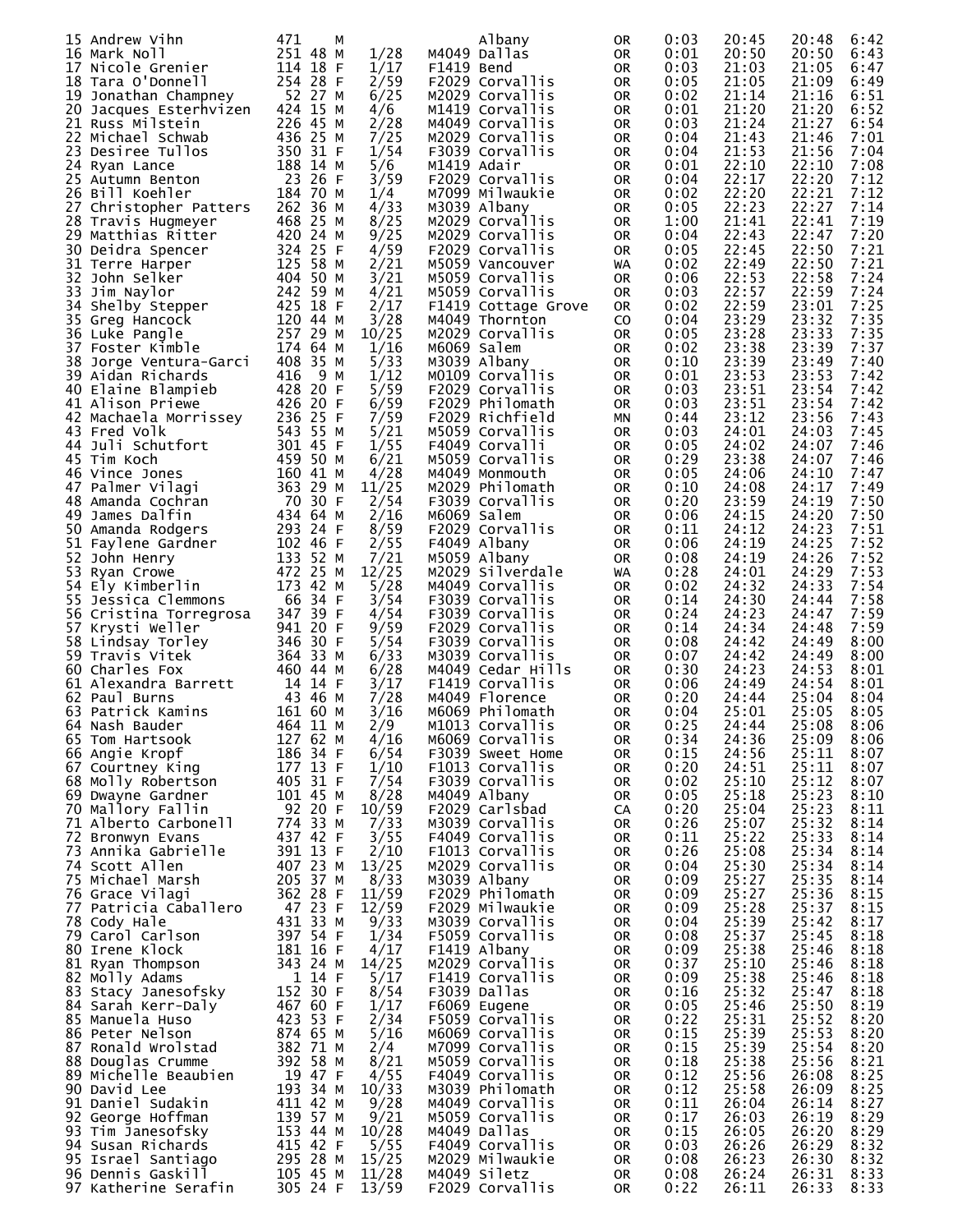| Place | Name | Bib | Age | Sex | Div Place | Division | City | State | Start Delay | Chip Time | Gun Time | Pace |
|---|---|---|---|---|---|---|---|---|---|---|---|---|
| 15 | Andrew Vihn | 471 | | M | | | Albany | OR | 0:03 | 20:45 | 20:48 | 6:42 |
| 16 | Mark Noll | 251 | 48 | M | 1/28 | M4049 | Dallas | OR | 0:01 | 20:50 | 20:50 | 6:43 |
| 17 | Nicole Grenier | 114 | 18 | F | 1/17 | F1419 | Bend | OR | 0:03 | 21:03 | 21:05 | 6:47 |
| 18 | Tara O'Donnell | 254 | 28 | F | 2/59 | F2029 | Corvallis | OR | 0:05 | 21:05 | 21:09 | 6:49 |
| 19 | Jonathan Champney | 52 | 27 | M | 6/25 | M2029 | Corvallis | OR | 0:02 | 21:14 | 21:16 | 6:51 |
| 20 | Jacques Esterhvizen | 424 | 15 | M | 4/6 | M1419 | Corvallis | OR | 0:01 | 21:20 | 21:20 | 6:52 |
| 21 | Russ Milstein | 226 | 45 | M | 2/28 | M4049 | Corvallis | OR | 0:03 | 21:24 | 21:27 | 6:54 |
| 22 | Michael Schwab | 436 | 25 | M | 7/25 | M2029 | Corvallis | OR | 0:04 | 21:43 | 21:46 | 7:01 |
| 23 | Desiree Tullos | 350 | 31 | F | 1/54 | F3039 | Corvallis | OR | 0:04 | 21:53 | 21:56 | 7:04 |
| 24 | Ryan Lance | 188 | 14 | M | 5/6 | M1419 | Adair | OR | 0:01 | 22:10 | 22:10 | 7:08 |
| 25 | Autumn Benton | 23 | 26 | F | 3/59 | F2029 | Corvallis | OR | 0:04 | 22:17 | 22:20 | 7:12 |
| 26 | Bill Koehler | 184 | 70 | M | 1/4 | M7099 | Milwaukie | OR | 0:02 | 22:20 | 22:21 | 7:12 |
| 27 | Christopher Patters | 262 | 36 | M | 4/33 | M3039 | Albany | OR | 0:05 | 22:23 | 22:27 | 7:14 |
| 28 | Travis Hugmeyer | 468 | 25 | M | 8/25 | M2029 | Corvallis | OR | 1:00 | 21:41 | 22:41 | 7:19 |
| 29 | Matthias Ritter | 420 | 24 | M | 9/25 | M2029 | Corvallis | OR | 0:04 | 22:43 | 22:47 | 7:20 |
| 30 | Deidra Spencer | 324 | 25 | F | 4/59 | F2029 | Corvallis | OR | 0:05 | 22:45 | 22:50 | 7:21 |
| 31 | Terre Harper | 125 | 58 | M | 2/21 | M5059 | Vancouver | WA | 0:02 | 22:49 | 22:50 | 7:21 |
| 32 | John Selker | 404 | 50 | M | 3/21 | M5059 | Corvallis | OR | 0:06 | 22:53 | 22:58 | 7:24 |
| 33 | Jim Naylor | 242 | 59 | M | 4/21 | M5059 | Corvallis | OR | 0:03 | 22:57 | 22:59 | 7:24 |
| 34 | Shelby Stepper | 425 | 18 | F | 2/17 | F1419 | Cottage Grove | OR | 0:02 | 22:59 | 23:01 | 7:25 |
| 35 | Greg Hancock | 120 | 44 | M | 3/28 | M4049 | Thornton | CO | 0:04 | 23:29 | 23:32 | 7:35 |
| 36 | Luke Pangle | 257 | 29 | M | 10/25 | M2029 | Corvallis | OR | 0:05 | 23:28 | 23:33 | 7:35 |
| 37 | Foster Kimble | 174 | 64 | M | 1/16 | M6069 | Salem | OR | 0:02 | 23:38 | 23:39 | 7:37 |
| 38 | Jorge Ventura-Garci | 408 | 35 | M | 5/33 | M3039 | Albany | OR | 0:10 | 23:39 | 23:49 | 7:40 |
| 39 | Aidan Richards | 416 | 9 | M | 1/12 | M0109 | Corvallis | OR | 0:01 | 23:53 | 23:53 | 7:42 |
| 40 | Elaine Blampieb | 428 | 20 | F | 5/59 | F2029 | Corvallis | OR | 0:03 | 23:51 | 23:54 | 7:42 |
| 41 | Alison Priewe | 426 | 20 | F | 6/59 | F2029 | Philomath | OR | 0:03 | 23:51 | 23:54 | 7:42 |
| 42 | Machaela Morrissey | 236 | 25 | F | 7/59 | F2029 | Richfield | MN | 0:44 | 23:12 | 23:56 | 7:43 |
| 43 | Fred Volk | 543 | 55 | M | 5/21 | M5059 | Corvallis | OR | 0:03 | 24:01 | 24:03 | 7:45 |
| 44 | Juli Schutfort | 301 | 45 | F | 1/55 | F4049 | Corvalli | OR | 0:05 | 24:02 | 24:07 | 7:46 |
| 45 | Tim Koch | 459 | 50 | M | 6/21 | M5059 | Corvallis | OR | 0:29 | 23:38 | 24:07 | 7:46 |
| 46 | Vince Jones | 160 | 41 | M | 4/28 | M4049 | Monmouth | OR | 0:05 | 24:06 | 24:10 | 7:47 |
| 47 | Palmer Vilagi | 363 | 29 | M | 11/25 | M2029 | Philomath | OR | 0:10 | 24:08 | 24:17 | 7:49 |
| 48 | Amanda Cochran | 70 | 30 | F | 2/54 | F3039 | Corvallis | OR | 0:20 | 23:59 | 24:19 | 7:50 |
| 49 | James Dalfin | 434 | 64 | M | 2/16 | M6069 | Salem | OR | 0:06 | 24:15 | 24:20 | 7:50 |
| 50 | Amanda Rodgers | 293 | 24 | F | 8/59 | F2029 | Corvallis | OR | 0:11 | 24:12 | 24:23 | 7:51 |
| 51 | Faylene Gardner | 102 | 46 | F | 2/55 | F4049 | Albany | OR | 0:06 | 24:19 | 24:25 | 7:52 |
| 52 | John Henry | 133 | 52 | M | 7/21 | M5059 | Albany | OR | 0:08 | 24:19 | 24:26 | 7:52 |
| 53 | Ryan Crowe | 472 | 25 | M | 12/25 | M2029 | Silverdale | WA | 0:28 | 24:01 | 24:29 | 7:53 |
| 54 | Ely Kimberlin | 173 | 42 | M | 5/28 | M4049 | Corvallis | OR | 0:02 | 24:32 | 24:33 | 7:54 |
| 55 | Jessica Clemmons | 66 | 34 | F | 3/54 | F3039 | Corvallis | OR | 0:14 | 24:30 | 24:44 | 7:58 |
| 56 | Cristina Torregrosa | 347 | 39 | F | 4/54 | F3039 | Corvallis | OR | 0:24 | 24:23 | 24:47 | 7:59 |
| 57 | Krysti Weller | 941 | 20 | F | 9/59 | F2029 | Corvallis | OR | 0:14 | 24:34 | 24:48 | 7:59 |
| 58 | Lindsay Torley | 346 | 30 | F | 5/54 | F3039 | Corvallis | OR | 0:08 | 24:42 | 24:49 | 8:00 |
| 59 | Travis Vitek | 364 | 33 | M | 6/33 | M3039 | Corvallis | OR | 0:07 | 24:42 | 24:49 | 8:00 |
| 60 | Charles Fox | 460 | 44 | M | 6/28 | M4049 | Cedar Hills | OR | 0:30 | 24:23 | 24:53 | 8:01 |
| 61 | Alexandra Barrett | 14 | 14 | F | 3/17 | F1419 | Corvallis | OR | 0:06 | 24:49 | 24:54 | 8:01 |
| 62 | Paul Burns | 43 | 46 | M | 7/28 | M4049 | Florence | OR | 0:20 | 24:44 | 25:04 | 8:04 |
| 63 | Patrick Kamins | 161 | 60 | M | 3/16 | M6069 | Philomath | OR | 0:04 | 25:01 | 25:05 | 8:05 |
| 64 | Nash Bauder | 464 | 11 | M | 2/9 | M1013 | Corvallis | OR | 0:25 | 24:44 | 25:08 | 8:06 |
| 65 | Tom Hartsook | 127 | 62 | M | 4/16 | M6069 | Corvallis | OR | 0:34 | 24:36 | 25:09 | 8:06 |
| 66 | Angie Kropf | 186 | 34 | F | 6/54 | F3039 | Sweet Home | OR | 0:15 | 24:56 | 25:11 | 8:07 |
| 67 | Courtney King | 177 | 13 | F | 1/10 | F1013 | Corvallis | OR | 0:20 | 24:51 | 25:11 | 8:07 |
| 68 | Molly Robertson | 405 | 31 | F | 7/54 | F3039 | Corvallis | OR | 0:02 | 25:10 | 25:12 | 8:07 |
| 69 | Dwayne Gardner | 101 | 45 | M | 8/28 | M4049 | Albany | OR | 0:05 | 25:18 | 25:23 | 8:10 |
| 70 | Mallory Fallin | 92 | 20 | F | 10/59 | F2029 | Carlsbad | CA | 0:20 | 25:04 | 25:23 | 8:11 |
| 71 | Alberto Carbonell | 774 | 33 | M | 7/33 | M3039 | Corvallis | OR | 0:26 | 25:07 | 25:32 | 8:14 |
| 72 | Bronwyn Evans | 437 | 42 | F | 3/55 | F4049 | Corvallis | OR | 0:11 | 25:22 | 25:33 | 8:14 |
| 73 | Annika Gabrielle | 391 | 13 | F | 2/10 | F1013 | Corvallis | OR | 0:26 | 25:08 | 25:34 | 8:14 |
| 74 | Scott Allen | 407 | 23 | M | 13/25 | M2029 | Corvallis | OR | 0:04 | 25:30 | 25:34 | 8:14 |
| 75 | Michael Marsh | 205 | 37 | M | 8/33 | M3039 | Albany | OR | 0:09 | 25:27 | 25:35 | 8:14 |
| 76 | Grace Vilagi | 362 | 28 | F | 11/59 | F2029 | Philomath | OR | 0:09 | 25:27 | 25:36 | 8:15 |
| 77 | Patricia Caballero | 47 | 23 | F | 12/59 | F2029 | Milwaukie | OR | 0:09 | 25:28 | 25:37 | 8:15 |
| 78 | Cody Hale | 431 | 33 | M | 9/33 | M3039 | Corvallis | OR | 0:04 | 25:39 | 25:42 | 8:17 |
| 79 | Carol Carlson | 397 | 54 | F | 1/34 | F5059 | Corvallis | OR | 0:08 | 25:37 | 25:45 | 8:18 |
| 80 | Irene Klock | 181 | 16 | F | 4/17 | F1419 | Albany | OR | 0:09 | 25:38 | 25:46 | 8:18 |
| 81 | Ryan Thompson | 343 | 24 | M | 14/25 | M2029 | Corvallis | OR | 0:37 | 25:10 | 25:46 | 8:18 |
| 82 | Molly Adams | 1 | 14 | F | 5/17 | F1419 | Corvallis | OR | 0:09 | 25:38 | 25:46 | 8:18 |
| 83 | Stacy Janesofsky | 152 | 30 | F | 8/54 | F3039 | Dallas | OR | 0:16 | 25:32 | 25:47 | 8:18 |
| 84 | Sarah Kerr-Daly | 467 | 60 | F | 1/17 | F6069 | Eugene | OR | 0:05 | 25:46 | 25:50 | 8:19 |
| 85 | Manuela Huso | 423 | 53 | F | 2/34 | F5059 | Corvallis | OR | 0:22 | 25:31 | 25:52 | 8:20 |
| 86 | Peter Nelson | 874 | 65 | M | 5/16 | M6069 | Corvallis | OR | 0:15 | 25:39 | 25:53 | 8:20 |
| 87 | Ronald Wrolstad | 382 | 71 | M | 2/4 | M7099 | Corvallis | OR | 0:15 | 25:39 | 25:54 | 8:20 |
| 88 | Douglas Crumme | 392 | 58 | M | 8/21 | M5059 | Corvallis | OR | 0:18 | 25:38 | 25:56 | 8:21 |
| 89 | Michelle Beaubien | 19 | 47 | F | 4/55 | F4049 | Corvallis | OR | 0:12 | 25:56 | 26:08 | 8:25 |
| 90 | David Lee | 193 | 34 | M | 10/33 | M3039 | Philomath | OR | 0:12 | 25:58 | 26:09 | 8:25 |
| 91 | Daniel Sudakin | 411 | 42 | M | 9/28 | M4049 | Corvallis | OR | 0:11 | 26:04 | 26:14 | 8:27 |
| 92 | George Hoffman | 139 | 57 | M | 9/21 | M5059 | Corvallis | OR | 0:17 | 26:03 | 26:19 | 8:29 |
| 93 | Tim Janesofsky | 153 | 44 | M | 10/28 | M4049 | Dallas | OR | 0:15 | 26:05 | 26:20 | 8:29 |
| 94 | Susan Richards | 415 | 42 | F | 5/55 | F4049 | Corvallis | OR | 0:03 | 26:26 | 26:29 | 8:32 |
| 95 | Israel Santiago | 295 | 28 | M | 15/25 | M2029 | Milwaukie | OR | 0:08 | 26:23 | 26:30 | 8:32 |
| 96 | Dennis Gaskill | 105 | 45 | M | 11/28 | M4049 | Siletz | OR | 0:08 | 26:24 | 26:31 | 8:33 |
| 97 | Katherine Serafin | 305 | 24 | F | 13/59 | F2029 | Corvallis | OR | 0:22 | 26:11 | 26:33 | 8:33 |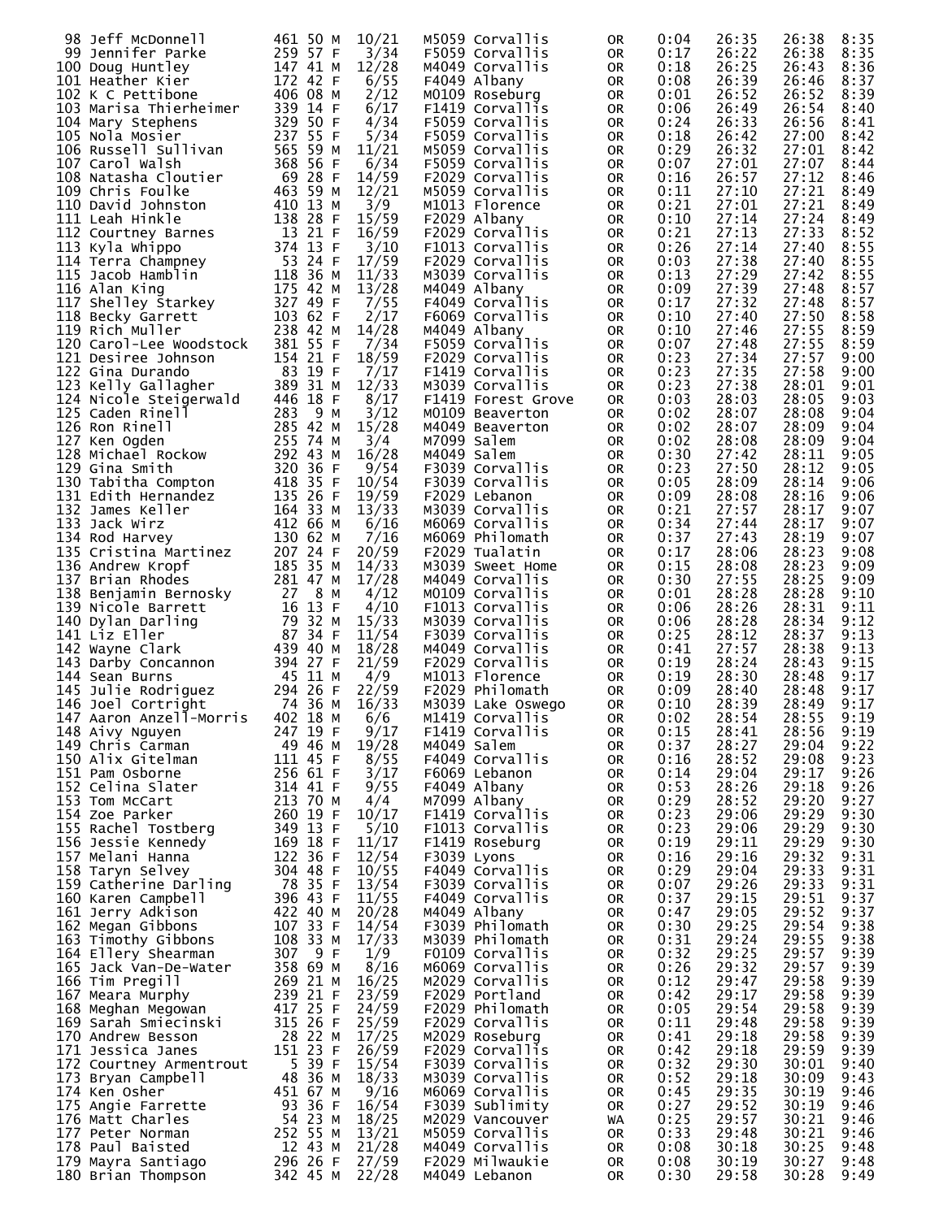| Place | Name | Bib | Age | Sex | Div Place | Division | City | State | Start | Chip Time | Gun Time | Pace |
|---|---|---|---|---|---|---|---|---|---|---|---|---|
| 98 | Jeff McDonnell | 461 | 50 | M | 10/21 | M5059 | Corvallis | OR | 0:04 | 26:35 | 26:38 | 8:35 |
| 99 | Jennifer Parke | 259 | 57 | F | 3/34 | F5059 | Corvallis | OR | 0:17 | 26:22 | 26:38 | 8:35 |
| 100 | Doug Huntley | 147 | 41 | M | 12/28 | M4049 | Corvallis | OR | 0:18 | 26:25 | 26:43 | 8:36 |
| 101 | Heather Kier | 172 | 42 | F | 6/55 | F4049 | Albany | OR | 0:08 | 26:39 | 26:46 | 8:37 |
| 102 | K C Pettibone | 406 | 08 | M | 2/12 | M0109 | Roseburg | OR | 0:01 | 26:52 | 26:52 | 8:39 |
| 103 | Marisa Thierheimer | 339 | 14 | F | 6/17 | F1419 | Corvallis | OR | 0:06 | 26:49 | 26:54 | 8:40 |
| 104 | Mary Stephens | 329 | 50 | F | 4/34 | F5059 | Corvallis | OR | 0:24 | 26:33 | 26:56 | 8:41 |
| 105 | Nola Mosier | 237 | 55 | F | 5/34 | F5059 | Corvallis | OR | 0:18 | 26:42 | 27:00 | 8:42 |
| 106 | Russell Sullivan | 565 | 59 | M | 11/21 | M5059 | Corvallis | OR | 0:29 | 26:32 | 27:01 | 8:42 |
| 107 | Carol Walsh | 368 | 56 | F | 6/34 | F5059 | Corvallis | OR | 0:07 | 27:01 | 27:07 | 8:44 |
| 108 | Natasha Cloutier | 69 | 28 | F | 14/59 | F2029 | Corvallis | OR | 0:16 | 26:57 | 27:12 | 8:46 |
| 109 | Chris Foulke | 463 | 59 | M | 12/21 | M5059 | Corvallis | OR | 0:11 | 27:10 | 27:21 | 8:49 |
| 110 | David Johnston | 410 | 13 | M | 3/9 | M1013 | Florence | OR | 0:21 | 27:01 | 27:21 | 8:49 |
| 111 | Leah Hinkle | 138 | 28 | F | 15/59 | F2029 | Albany | OR | 0:10 | 27:14 | 27:24 | 8:49 |
| 112 | Courtney Barnes | 13 | 21 | F | 16/59 | F2029 | Corvallis | OR | 0:21 | 27:13 | 27:33 | 8:52 |
| 113 | Kyla Whippo | 374 | 13 | F | 3/10 | F1013 | Corvallis | OR | 0:26 | 27:14 | 27:40 | 8:55 |
| 114 | Terra Champney | 53 | 24 | F | 17/59 | F2029 | Corvallis | OR | 0:03 | 27:38 | 27:40 | 8:55 |
| 115 | Jacob Hamblin | 118 | 36 | M | 11/33 | M3039 | Corvallis | OR | 0:13 | 27:29 | 27:42 | 8:55 |
| 116 | Alan King | 175 | 42 | M | 13/28 | M4049 | Albany | OR | 0:09 | 27:39 | 27:48 | 8:57 |
| 117 | Shelley Starkey | 327 | 49 | F | 7/55 | F4049 | Corvallis | OR | 0:17 | 27:32 | 27:48 | 8:57 |
| 118 | Becky Garrett | 103 | 62 | F | 2/17 | F6069 | Corvallis | OR | 0:10 | 27:40 | 27:50 | 8:58 |
| 119 | Rich Muller | 238 | 42 | M | 14/28 | M4049 | Albany | OR | 0:10 | 27:46 | 27:55 | 8:59 |
| 120 | Carol-Lee Woodstock | 381 | 55 | F | 7/34 | F5059 | Corvallis | OR | 0:07 | 27:48 | 27:55 | 8:59 |
| 121 | Desiree Johnson | 154 | 21 | F | 18/59 | F2029 | Corvallis | OR | 0:23 | 27:34 | 27:57 | 9:00 |
| 122 | Gina Durando | 83 | 19 | F | 7/17 | F1419 | Corvallis | OR | 0:23 | 27:35 | 27:58 | 9:00 |
| 123 | Kelly Gallagher | 389 | 31 | M | 12/33 | M3039 | Corvallis | OR | 0:23 | 27:38 | 28:01 | 9:01 |
| 124 | Nicole Steigerwald | 446 | 18 | F | 8/17 | F1419 | Forest Grove | OR | 0:03 | 28:03 | 28:05 | 9:03 |
| 125 | Caden Rinell | 283 | 9 | M | 3/12 | M0109 | Beaverton | OR | 0:02 | 28:07 | 28:08 | 9:04 |
| 126 | Ron Rinell | 285 | 42 | M | 15/28 | M4049 | Beaverton | OR | 0:02 | 28:07 | 28:09 | 9:04 |
| 127 | Ken Ogden | 255 | 74 | M | 3/4 | M7099 | Salem | OR | 0:02 | 28:08 | 28:09 | 9:04 |
| 128 | Michael Rockow | 292 | 43 | M | 16/28 | M4049 | Salem | OR | 0:30 | 27:42 | 28:11 | 9:05 |
| 129 | Gina Smith | 320 | 36 | F | 9/54 | F3039 | Corvallis | OR | 0:23 | 27:50 | 28:12 | 9:05 |
| 130 | Tabitha Compton | 418 | 35 | F | 10/54 | F3039 | Corvallis | OR | 0:05 | 28:09 | 28:14 | 9:06 |
| 131 | Edith Hernandez | 135 | 26 | F | 19/59 | F2029 | Lebanon | OR | 0:09 | 28:08 | 28:16 | 9:06 |
| 132 | James Keller | 164 | 33 | M | 13/33 | M3039 | Corvallis | OR | 0:21 | 27:57 | 28:17 | 9:07 |
| 133 | Jack Wirz | 412 | 66 | M | 6/16 | M6069 | Corvallis | OR | 0:34 | 27:44 | 28:17 | 9:07 |
| 134 | Rod Harvey | 130 | 62 | M | 7/16 | M6069 | Philomath | OR | 0:37 | 27:43 | 28:19 | 9:07 |
| 135 | Cristina Martinez | 207 | 24 | F | 20/59 | F2029 | Tualatin | OR | 0:17 | 28:06 | 28:23 | 9:08 |
| 136 | Andrew Kropf | 185 | 35 | M | 14/33 | M3039 | Sweet Home | OR | 0:15 | 28:08 | 28:23 | 9:09 |
| 137 | Brian Rhodes | 281 | 47 | M | 17/28 | M4049 | Corvallis | OR | 0:30 | 27:55 | 28:25 | 9:09 |
| 138 | Benjamin Bernosky | 27 | 8 | M | 4/12 | M0109 | Corvallis | OR | 0:01 | 28:28 | 28:28 | 9:10 |
| 139 | Nicole Barrett | 16 | 13 | F | 4/10 | F1013 | Corvallis | OR | 0:06 | 28:26 | 28:31 | 9:11 |
| 140 | Dylan Darling | 79 | 32 | M | 15/33 | M3039 | Corvallis | OR | 0:06 | 28:28 | 28:34 | 9:12 |
| 141 | Liz Eller | 87 | 34 | F | 11/54 | F3039 | Corvallis | OR | 0:25 | 28:12 | 28:37 | 9:13 |
| 142 | Wayne Clark | 439 | 40 | M | 18/28 | M4049 | Corvallis | OR | 0:41 | 27:57 | 28:38 | 9:13 |
| 143 | Darby Concannon | 394 | 27 | F | 21/59 | F2029 | Corvallis | OR | 0:19 | 28:24 | 28:43 | 9:15 |
| 144 | Sean Burns | 45 | 11 | M | 4/9 | M1013 | Florence | OR | 0:19 | 28:30 | 28:48 | 9:17 |
| 145 | Julie Rodriguez | 294 | 26 | F | 22/59 | F2029 | Philomath | OR | 0:09 | 28:40 | 28:48 | 9:17 |
| 146 | Joel Cortright | 74 | 36 | M | 16/33 | M3039 | Lake Oswego | OR | 0:10 | 28:39 | 28:49 | 9:17 |
| 147 | Aaron Anzell-Morris | 402 | 18 | M | 6/6 | M1419 | Corvallis | OR | 0:02 | 28:54 | 28:55 | 9:19 |
| 148 | Aivy Nguyen | 247 | 19 | F | 9/17 | F1419 | Corvallis | OR | 0:15 | 28:41 | 28:56 | 9:19 |
| 149 | Chris Carman | 49 | 46 | M | 19/28 | M4049 | Salem | OR | 0:37 | 28:27 | 29:04 | 9:22 |
| 150 | Alix Gitelman | 111 | 45 | F | 8/55 | F4049 | Corvallis | OR | 0:16 | 28:52 | 29:08 | 9:23 |
| 151 | Pam Osborne | 256 | 61 | F | 3/17 | F6069 | Lebanon | OR | 0:14 | 29:04 | 29:17 | 9:26 |
| 152 | Celina Slater | 314 | 41 | F | 9/55 | F4049 | Albany | OR | 0:53 | 28:26 | 29:18 | 9:26 |
| 153 | Tom McCart | 213 | 70 | M | 4/4 | M7099 | Albany | OR | 0:29 | 28:52 | 29:20 | 9:27 |
| 154 | Zoe Parker | 260 | 19 | F | 10/17 | F1419 | Corvallis | OR | 0:23 | 29:06 | 29:29 | 9:30 |
| 155 | Rachel Tostberg | 349 | 13 | F | 5/10 | F1013 | Corvallis | OR | 0:23 | 29:06 | 29:29 | 9:30 |
| 156 | Jessie Kennedy | 169 | 18 | F | 11/17 | F1419 | Roseburg | OR | 0:19 | 29:11 | 29:29 | 9:30 |
| 157 | Melani Hanna | 122 | 36 | F | 12/54 | F3039 | Lyons | OR | 0:16 | 29:16 | 29:32 | 9:31 |
| 158 | Taryn Selvey | 304 | 48 | F | 10/55 | F4049 | Corvallis | OR | 0:29 | 29:04 | 29:33 | 9:31 |
| 159 | Catherine Darling | 78 | 35 | F | 13/54 | F3039 | Corvallis | OR | 0:07 | 29:26 | 29:33 | 9:31 |
| 160 | Karen Campbell | 396 | 43 | F | 11/55 | F4049 | Corvallis | OR | 0:37 | 29:15 | 29:51 | 9:37 |
| 161 | Jerry Adkison | 422 | 40 | M | 20/28 | M4049 | Albany | OR | 0:47 | 29:05 | 29:52 | 9:37 |
| 162 | Megan Gibbons | 107 | 33 | F | 14/54 | F3039 | Philomath | OR | 0:30 | 29:25 | 29:54 | 9:38 |
| 163 | Timothy Gibbons | 108 | 33 | M | 17/33 | M3039 | Philomath | OR | 0:31 | 29:24 | 29:55 | 9:38 |
| 164 | Ellery Shearman | 307 | 9 | F | 1/9 | F0109 | Corvallis | OR | 0:32 | 29:25 | 29:57 | 9:39 |
| 165 | Jack Van-De-Water | 358 | 69 | M | 8/16 | M6069 | Corvallis | OR | 0:26 | 29:32 | 29:57 | 9:39 |
| 166 | Tim Pregill | 269 | 21 | M | 16/25 | M2029 | Corvallis | OR | 0:12 | 29:47 | 29:58 | 9:39 |
| 167 | Meara Murphy | 239 | 21 | F | 23/59 | F2029 | Portland | OR | 0:42 | 29:17 | 29:58 | 9:39 |
| 168 | Meghan Megowan | 417 | 25 | F | 24/59 | F2029 | Philomath | OR | 0:05 | 29:54 | 29:58 | 9:39 |
| 169 | Sarah Smiecinski | 315 | 26 | F | 25/59 | F2029 | Corvallis | OR | 0:11 | 29:48 | 29:58 | 9:39 |
| 170 | Andrew Besson | 28 | 22 | M | 17/25 | M2029 | Roseburg | OR | 0:41 | 29:18 | 29:58 | 9:39 |
| 171 | Jessica Janes | 151 | 23 | F | 26/59 | F2029 | Corvallis | OR | 0:42 | 29:18 | 29:59 | 9:39 |
| 172 | Courtney Armentrout | 5 | 39 | F | 15/54 | F3039 | Corvallis | OR | 0:32 | 29:30 | 30:01 | 9:40 |
| 173 | Bryan Campbell | 48 | 36 | M | 18/33 | M3039 | Corvallis | OR | 0:52 | 29:18 | 30:09 | 9:43 |
| 174 | Ken Osher | 451 | 67 | M | 9/16 | M6069 | Corvallis | OR | 0:45 | 29:35 | 30:19 | 9:46 |
| 175 | Angie Farrette | 93 | 36 | F | 16/54 | F3039 | Sublimity | OR | 0:27 | 29:52 | 30:19 | 9:46 |
| 176 | Matt Charles | 54 | 23 | M | 18/25 | M2029 | Vancouver | WA | 0:25 | 29:57 | 30:21 | 9:46 |
| 177 | Peter Norman | 252 | 55 | M | 13/21 | M5059 | Corvallis | OR | 0:33 | 29:48 | 30:21 | 9:46 |
| 178 | Paul Baisted | 12 | 43 | M | 21/28 | M4049 | Corvallis | OR | 0:08 | 30:18 | 30:25 | 9:48 |
| 179 | Mayra Santiago | 296 | 26 | F | 27/59 | F2029 | Milwaukie | OR | 0:08 | 30:19 | 30:27 | 9:48 |
| 180 | Brian Thompson | 342 | 45 | M | 22/28 | M4049 | Lebanon | OR | 0:30 | 29:58 | 30:28 | 9:49 |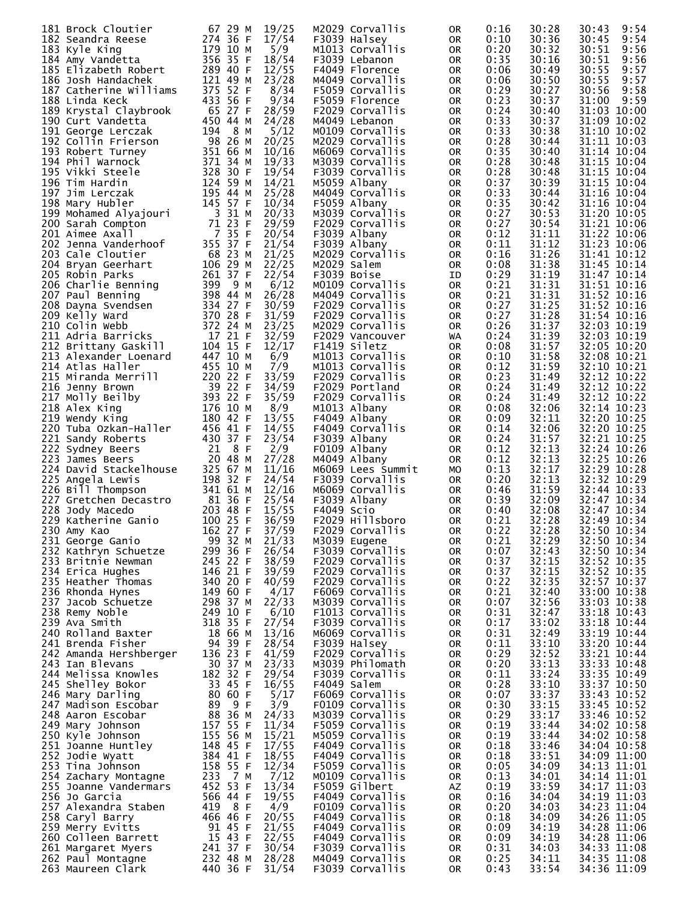| Place | Name | Bib | Age | Sex | Div Place | Division | City | State | Start | Net Time | Gun Time | Pace |
|---|---|---|---|---|---|---|---|---|---|---|---|---|
| 181 | Brock Cloutier | 67 | 29 | M | 19/25 | M2029 | Corvallis | OR | 0:16 | 30:28 | 30:43 | 9:54 |
| 182 | Seandra Reese | 274 | 36 | F | 17/54 | F3039 | Halsey | OR | 0:10 | 30:36 | 30:45 | 9:54 |
| 183 | Kyle King | 179 | 10 | M | 5/9 | M1013 | Corvallis | OR | 0:20 | 30:32 | 30:51 | 9:56 |
| 184 | Amy Vandetta | 356 | 35 | F | 18/54 | F3039 | Lebanon | OR | 0:35 | 30:16 | 30:51 | 9:56 |
| 185 | Elizabeth Robert | 289 | 40 | F | 12/55 | F4049 | Florence | OR | 0:06 | 30:49 | 30:55 | 9:57 |
| 186 | Josh Handachek | 121 | 49 | M | 23/28 | M4049 | Corvallis | OR | 0:06 | 30:50 | 30:55 | 9:57 |
| 187 | Catherine Williams | 375 | 52 | F | 8/34 | F5059 | Corvallis | OR | 0:29 | 30:27 | 30:56 | 9:58 |
| 188 | Linda Keck | 433 | 56 | F | 9/34 | F5059 | Florence | OR | 0:23 | 30:37 | 31:00 | 9:59 |
| 189 | Krystal Claybrook | 65 | 27 | F | 28/59 | F2029 | Corvallis | OR | 0:24 | 30:40 | 31:03 | 10:00 |
| 190 | Curt Vandetta | 450 | 44 | M | 24/28 | M4049 | Lebanon | OR | 0:33 | 30:37 | 31:09 | 10:02 |
| 191 | George Lerczak | 194 | 8 | M | 5/12 | M0109 | Corvallis | OR | 0:33 | 30:38 | 31:10 | 10:02 |
| 192 | Collin Frierson | 98 | 26 | M | 20/25 | M2029 | Corvallis | OR | 0:28 | 30:44 | 31:11 | 10:03 |
| 193 | Robert Turney | 351 | 66 | M | 10/16 | M6069 | Corvallis | OR | 0:35 | 30:40 | 31:14 | 10:04 |
| 194 | Phil Warnock | 371 | 34 | M | 19/33 | M3039 | Corvallis | OR | 0:28 | 30:48 | 31:15 | 10:04 |
| 195 | Vikki Steele | 328 | 30 | F | 19/54 | F3039 | Corvallis | OR | 0:28 | 30:48 | 31:15 | 10:04 |
| 196 | Tim Hardin | 124 | 59 | M | 14/21 | M5059 | Albany | OR | 0:37 | 30:39 | 31:15 | 10:04 |
| 197 | Jim Lerczak | 195 | 44 | M | 25/28 | M4049 | Corvallis | OR | 0:33 | 30:44 | 31:16 | 10:04 |
| 198 | Mary Hubler | 145 | 57 | F | 10/34 | F5059 | Albany | OR | 0:35 | 30:42 | 31:16 | 10:04 |
| 199 | Mohamed Alyajouri | 3 | 31 | M | 20/33 | M3039 | Corvallis | OR | 0:27 | 30:53 | 31:20 | 10:05 |
| 200 | Sarah Compton | 71 | 23 | F | 29/59 | F2029 | Corvallis | OR | 0:27 | 30:54 | 31:21 | 10:06 |
| 201 | Aimee Axall | 7 | 35 | F | 20/54 | F3039 | Albany | OR | 0:12 | 31:11 | 31:22 | 10:06 |
| 202 | Jenna Vanderhoof | 355 | 37 | F | 21/54 | F3039 | Albany | OR | 0:11 | 31:12 | 31:23 | 10:06 |
| 203 | Cale Cloutier | 68 | 23 | M | 21/25 | M2029 | Corvallis | OR | 0:16 | 31:26 | 31:41 | 10:12 |
| 204 | Bryan Geerhart | 106 | 29 | M | 22/25 | M2029 | Salem | OR | 0:08 | 31:38 | 31:45 | 10:14 |
| 205 | Robin Parks | 261 | 37 | F | 22/54 | F3039 | Boise | ID | 0:29 | 31:19 | 31:47 | 10:14 |
| 206 | Charlie Benning | 399 | 9 | M | 6/12 | M0109 | Corvallis | OR | 0:21 | 31:31 | 31:51 | 10:16 |
| 207 | Paul Benning | 398 | 44 | M | 26/28 | M4049 | Corvallis | OR | 0:21 | 31:31 | 31:52 | 10:16 |
| 208 | Dayna Svendsen | 334 | 27 | F | 30/59 | F2029 | Corvallis | OR | 0:27 | 31:25 | 31:52 | 10:16 |
| 209 | Kelly Ward | 370 | 28 | F | 31/59 | F2029 | Corvallis | OR | 0:27 | 31:28 | 31:54 | 10:16 |
| 210 | Colin Webb | 372 | 24 | M | 23/25 | M2029 | Corvallis | OR | 0:26 | 31:37 | 32:03 | 10:19 |
| 211 | Adria Barricks | 17 | 21 | F | 32/59 | F2029 | Vancouver | WA | 0:24 | 31:39 | 32:03 | 10:19 |
| 212 | Brittany Gaskill | 104 | 15 | F | 12/17 | F1419 | Siletz | OR | 0:08 | 31:57 | 32:05 | 10:20 |
| 213 | Alexander Loenard | 447 | 10 | M | 6/9 | M1013 | Corvallis | OR | 0:10 | 31:58 | 32:08 | 10:21 |
| 214 | Atlas Haller | 455 | 10 | M | 7/9 | M1013 | Corvallis | OR | 0:12 | 31:59 | 32:10 | 10:21 |
| 215 | Miranda Merrill | 220 | 22 | F | 33/59 | F2029 | Corvallis | OR | 0:23 | 31:49 | 32:12 | 10:22 |
| 216 | Jenny Brown | 39 | 22 | F | 34/59 | F2029 | Portland | OR | 0:24 | 31:49 | 32:12 | 10:22 |
| 217 | Molly Beilby | 393 | 22 | F | 35/59 | F2029 | Corvallis | OR | 0:24 | 31:49 | 32:12 | 10:22 |
| 218 | Alex King | 176 | 10 | M | 8/9 | M1013 | Albany | OR | 0:08 | 32:06 | 32:14 | 10:23 |
| 219 | Wendy King | 180 | 42 | F | 13/55 | F4049 | Albany | OR | 0:09 | 32:11 | 32:20 | 10:25 |
| 220 | Tuba Ozkan-Haller | 456 | 41 | F | 14/55 | F4049 | Corvallis | OR | 0:14 | 32:06 | 32:20 | 10:25 |
| 221 | Sandy Roberts | 430 | 37 | F | 23/54 | F3039 | Albany | OR | 0:24 | 31:57 | 32:21 | 10:25 |
| 222 | Sydney Beers | 21 | 8 | F | 2/9 | F0109 | Albany | OR | 0:12 | 32:13 | 32:24 | 10:26 |
| 223 | James Beers | 20 | 48 | M | 27/28 | M4049 | Albany | OR | 0:12 | 32:13 | 32:25 | 10:26 |
| 224 | David Stackelhouse | 325 | 67 | M | 11/16 | M6069 | Lees Summit | MO | 0:13 | 32:17 | 32:29 | 10:28 |
| 225 | Angela Lewis | 198 | 32 | F | 24/54 | F3039 | Corvallis | OR | 0:20 | 32:13 | 32:32 | 10:29 |
| 226 | Bill Thompson | 341 | 61 | M | 12/16 | M6069 | Corvallis | OR | 0:46 | 31:59 | 32:44 | 10:33 |
| 227 | Gretchen Decastro | 81 | 36 | F | 25/54 | F3039 | Albany | OR | 0:39 | 32:09 | 32:47 | 10:34 |
| 228 | Jody Macedo | 203 | 48 | F | 15/55 | F4049 | Scio | OR | 0:40 | 32:08 | 32:47 | 10:34 |
| 229 | Katherine Ganio | 100 | 25 | F | 36/59 | F2029 | Hillsboro | OR | 0:21 | 32:28 | 32:49 | 10:34 |
| 230 | Amy Kao | 162 | 27 | F | 37/59 | F2029 | Corvallis | OR | 0:22 | 32:28 | 32:50 | 10:34 |
| 231 | George Ganio | 99 | 32 | M | 21/33 | M3039 | Eugene | OR | 0:21 | 32:29 | 32:50 | 10:34 |
| 232 | Kathryn Schuetze | 299 | 36 | F | 26/54 | F3039 | Corvallis | OR | 0:07 | 32:43 | 32:50 | 10:34 |
| 233 | Britnie Newman | 245 | 22 | F | 38/59 | F2029 | Corvallis | OR | 0:37 | 32:15 | 32:52 | 10:35 |
| 234 | Erica Hughes | 146 | 21 | F | 39/59 | F2029 | Corvallis | OR | 0:37 | 32:15 | 32:52 | 10:35 |
| 235 | Heather Thomas | 340 | 20 | F | 40/59 | F2029 | Corvallis | OR | 0:22 | 32:35 | 32:57 | 10:37 |
| 236 | Rhonda Hynes | 149 | 60 | F | 4/17 | F6069 | Corvallis | OR | 0:21 | 32:40 | 33:00 | 10:38 |
| 237 | Jacob Schuetze | 298 | 37 | M | 22/33 | M3039 | Corvallis | OR | 0:07 | 32:56 | 33:03 | 10:38 |
| 238 | Remy Noble | 249 | 10 | F | 6/10 | F1013 | Corvallis | OR | 0:31 | 32:47 | 33:18 | 10:43 |
| 239 | Ava Smith | 318 | 35 | F | 27/54 | F3039 | Corvallis | OR | 0:17 | 33:02 | 33:18 | 10:44 |
| 240 | Rolland Baxter | 18 | 66 | M | 13/16 | M6069 | Corvallis | OR | 0:31 | 32:49 | 33:19 | 10:44 |
| 241 | Brenda Fisher | 94 | 39 | F | 28/54 | F3039 | Halsey | OR | 0:11 | 33:10 | 33:20 | 10:44 |
| 242 | Amanda Hershberger | 136 | 23 | F | 41/59 | F2029 | Corvallis | OR | 0:29 | 32:52 | 33:21 | 10:44 |
| 243 | Ian Blevans | 30 | 37 | M | 23/33 | M3039 | Philomath | OR | 0:20 | 33:13 | 33:33 | 10:48 |
| 244 | Melissa Knowles | 182 | 32 | F | 29/54 | F3039 | Corvallis | OR | 0:11 | 33:24 | 33:35 | 10:49 |
| 245 | Shelley Bokor | 33 | 45 | F | 16/55 | F4049 | Salem | OR | 0:28 | 33:10 | 33:37 | 10:50 |
| 246 | Mary Darling | 80 | 60 | F | 5/17 | F6069 | Corvallis | OR | 0:07 | 33:37 | 33:43 | 10:52 |
| 247 | Madison Escobar | 89 | 9 | F | 3/9 | F0109 | Corvallis | OR | 0:30 | 33:15 | 33:45 | 10:52 |
| 248 | Aaron Escobar | 88 | 36 | M | 24/33 | M3039 | Corvallis | OR | 0:29 | 33:17 | 33:46 | 10:52 |
| 249 | Mary Johnson | 157 | 55 | F | 11/34 | F5059 | Corvallis | OR | 0:19 | 33:44 | 34:02 | 10:58 |
| 250 | Kyle Johnson | 155 | 56 | M | 15/21 | M5059 | Corvallis | OR | 0:19 | 33:44 | 34:02 | 10:58 |
| 251 | Joanne Huntley | 148 | 45 | F | 17/55 | F4049 | Corvallis | OR | 0:18 | 33:46 | 34:04 | 10:58 |
| 252 | Jodie Wyatt | 384 | 41 | F | 18/55 | F4049 | Corvallis | OR | 0:18 | 33:51 | 34:09 | 11:00 |
| 253 | Tina Johnson | 158 | 55 | F | 12/34 | F5059 | Corvallis | OR | 0:05 | 34:09 | 34:13 | 11:01 |
| 254 | Zachary Montagne | 233 | 7 | M | 7/12 | M0109 | Corvallis | OR | 0:13 | 34:01 | 34:14 | 11:01 |
| 255 | Joanne Vandermars | 452 | 53 | F | 13/34 | F5059 | Gilbert | AZ | 0:19 | 33:59 | 34:17 | 11:03 |
| 256 | Jo Garcia | 566 | 44 | F | 19/55 | F4049 | Corvallis | OR | 0:16 | 34:04 | 34:19 | 11:03 |
| 257 | Alexandra Staben | 419 | 8 | F | 4/9 | F0109 | Corvallis | OR | 0:20 | 34:03 | 34:23 | 11:04 |
| 258 | Caryl Barry | 466 | 46 | F | 20/55 | F4049 | Corvallis | OR | 0:18 | 34:09 | 34:26 | 11:05 |
| 259 | Merry Evitts | 91 | 45 | F | 21/55 | F4049 | Corvallis | OR | 0:09 | 34:19 | 34:28 | 11:06 |
| 260 | Colleen Barrett | 15 | 43 | F | 22/55 | F4049 | Corvallis | OR | 0:09 | 34:19 | 34:28 | 11:06 |
| 261 | Margaret Myers | 241 | 37 | F | 30/54 | F3039 | Corvallis | OR | 0:31 | 34:03 | 34:33 | 11:08 |
| 262 | Paul Montagne | 232 | 48 | M | 28/28 | M4049 | Corvallis | OR | 0:25 | 34:11 | 34:35 | 11:08 |
| 263 | Maureen Clark | 440 | 36 | F | 31/54 | F3039 | Corvallis | OR | 0:43 | 33:54 | 34:36 | 11:09 |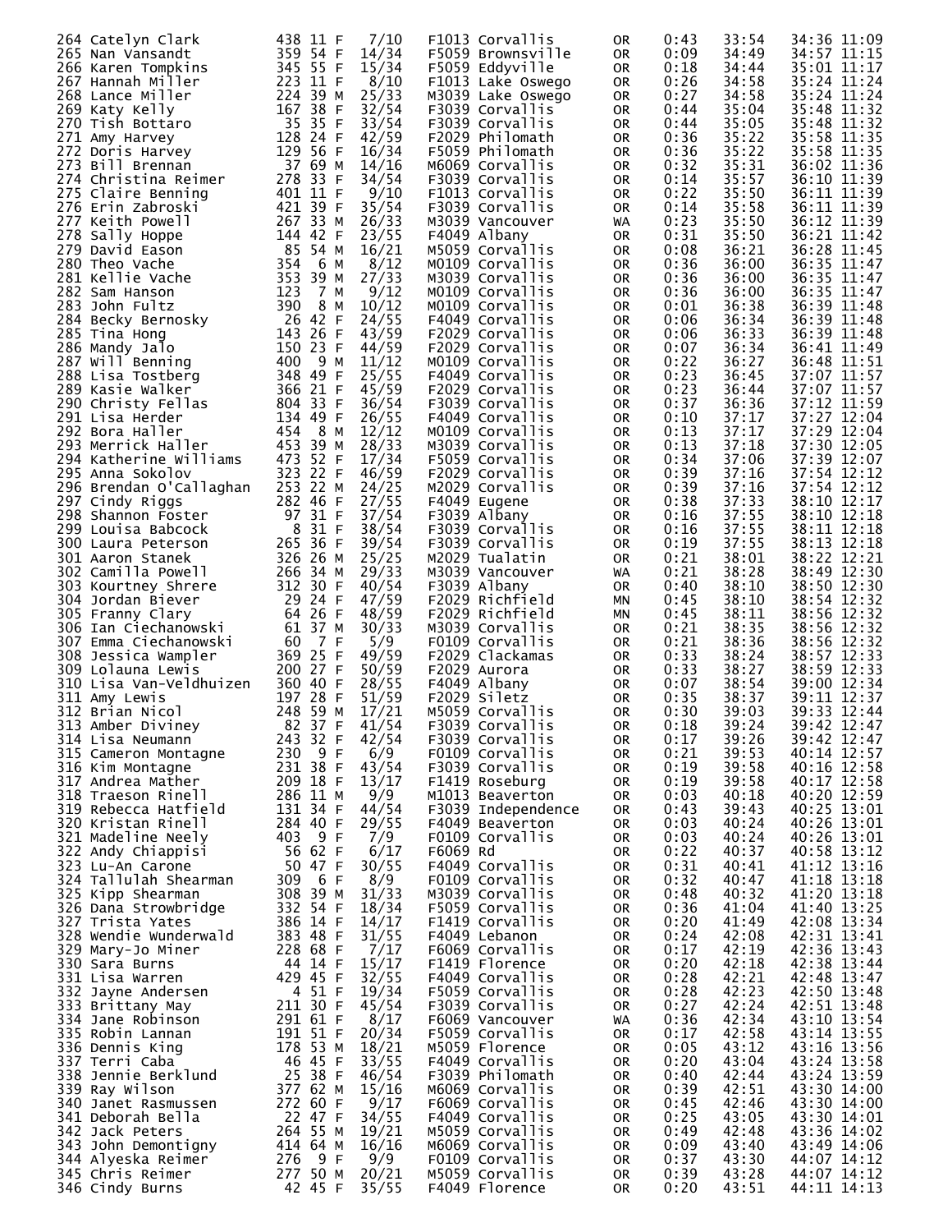```
264 Catelyn Clark          438 11 F    7/10    F1013 Corvallis        OR    0:43    33:54    34:36 11:09
265 Nan Vansandt           359 54 F   14/34    F5059 Brownsville      OR    0:09    34:49    34:57 11:15
266 Karen Tompkins         345 55 F   15/34    F5059 Eddyville        OR    0:18    34:44    35:01 11:17
267 Hannah Miller          223 11 F    8/10    F1013 Lake Oswego      OR    0:26    34:58    35:24 11:24
268 Lance Miller           224 39 M   25/33    M3039 Lake Oswego      OR    0:27    34:58    35:24 11:24
269 Katy Kelly             167 38 F   32/54    F3039 Corvallis        OR    0:44    35:04    35:48 11:32
270 Tish Bottaro            35 35 F   33/54    F3039 Corvallis        OR    0:44    35:05    35:48 11:32
271 Amy Harvey             128 24 F   42/59    F2029 Philomath        OR    0:36    35:22    35:58 11:35
272 Doris Harvey           129 56 F   16/34    F5059 Philomath        OR    0:36    35:22    35:58 11:35
273 Bill Brennan            37 69 M   14/16    M6069 Corvallis        OR    0:32    35:31    36:02 11:36
274 Christina Reimer       278 33 F   34/54    F3039 Corvallis        OR    0:14    35:57    36:10 11:39
275 Claire Benning         401 11 F    9/10    F1013 Corvallis        OR    0:22    35:50    36:11 11:39
276 Erin Zabroski          421 39 F   35/54    F3039 Corvallis        OR    0:14    35:58    36:11 11:39
277 Keith Powell           267 33 M   26/33    M3039 Vancouver        WA    0:23    35:50    36:12 11:39
278 Sally Hoppe            144 42 F   23/55    F4049 Albany           OR    0:31    35:50    36:21 11:42
279 David Eason             85 54 M   16/21    M5059 Corvallis        OR    0:08    36:21    36:28 11:45
280 Theo Vache             354  6 M    8/12    M0109 Corvallis        OR    0:36    36:00    36:35 11:47
281 Kellie Vache           353 39 M   27/33    M3039 Corvallis        OR    0:36    36:00    36:35 11:47
282 Sam Hanson             123  7 M    9/12    M0109 Corvallis        OR    0:36    36:00    36:35 11:47
283 John Fultz             390  8 M   10/12    M0109 Corvallis        OR    0:01    36:38    36:39 11:48
284 Becky Bernosky          26 42 F   24/55    F4049 Corvallis        OR    0:06    36:34    36:39 11:48
285 Tina Hong              143 26 F   43/59    F2029 Corvallis        OR    0:06    36:33    36:39 11:48
286 Mandy Jalo             150 23 F   44/59    F2029 Corvallis        OR    0:07    36:34    36:41 11:49
287 Will Benning           400  9 M   11/12    M0109 Corvallis        OR    0:22    36:27    36:48 11:51
288 Lisa Tostberg          348 49 F   25/55    F4049 Corvallis        OR    0:23    36:45    37:07 11:57
289 Kasie Walker           366 21 F   45/59    F2029 Corvallis        OR    0:23    36:44    37:07 11:57
290 Christy Fellas         804 33 F   36/54    F3039 Corvallis        OR    0:37    36:36    37:12 11:59
291 Lisa Herder            134 49 F   26/55    F4049 Corvallis        OR    0:10    37:17    37:27 12:04
292 Bora Haller            454  8 M   12/12    M0109 Corvallis        OR    0:13    37:17    37:29 12:04
293 Merrick Haller         453 39 M   28/33    M3039 Corvallis        OR    0:13    37:18    37:30 12:05
294 Katherine Williams     473 52 F   17/34    F5059 Corvallis        OR    0:34    37:06    37:39 12:07
295 Anna Sokolov           323 22 F   46/59    F2029 Corvallis        OR    0:39    37:16    37:54 12:12
296 Brendan O'Callaghan    253 22 M   24/25    M2029 Corvallis        OR    0:39    37:16    37:54 12:12
297 Cindy Riggs            282 46 F   27/55    F4049 Eugene           OR    0:38    37:33    38:10 12:17
298 Shannon Foster          97 31 F   37/54    F3039 Albany           OR    0:16    37:55    38:10 12:18
299 Louisa Babcock           8 31 F   38/54    F3039 Corvallis        OR    0:16    37:55    38:11 12:18
300 Laura Peterson         265 36 F   39/54    F3039 Corvallis        OR    0:19    37:55    38:13 12:18
301 Aaron Stanek           326 26 M   25/25    M2029 Tualatin         OR    0:21    38:01    38:22 12:21
302 Camilla Powell         266 34 M   29/33    M3039 Vancouver        WA    0:21    38:28    38:49 12:30
303 Kourtney Shrere        312 30 F   40/54    F3039 Albany           OR    0:40    38:10    38:50 12:30
304 Jordan Biever           29 24 F   47/59    F2029 Richfield        MN    0:45    38:10    38:54 12:32
305 Franny Clary            64 26 F   48/59    F2029 Richfield        MN    0:45    38:11    38:56 12:32
306 Ian Ciechanowski        61 37 M   30/33    M3039 Corvallis        OR    0:21    38:35    38:56 12:32
307 Emma Ciechanowski       60  7 F    5/9     F0109 Corvallis        OR    0:21    38:36    38:56 12:32
308 Jessica Wampler        369 25 F   49/59    F2029 Clackamas        OR    0:33    38:24    38:57 12:33
309 Lolauna Lewis          200 27 F   50/59    F2029 Aurora           OR    0:33    38:27    38:59 12:33
310 Lisa Van-Veldhuizen    360 40 F   28/55    F4049 Albany           OR    0:07    38:54    39:00 12:34
311 Amy Lewis              197 28 F   51/59    F2029 Siletz           OR    0:35    38:37    39:11 12:37
312 Brian Nicol            248 59 M   17/21    M5059 Corvallis        OR    0:30    39:03    39:33 12:44
313 Amber Diviney           82 37 F   41/54    F3039 Corvallis        OR    0:18    39:24    39:42 12:47
314 Lisa Neumann           243 32 F   42/54    F3039 Corvallis        OR    0:17    39:26    39:42 12:47
315 Cameron Montagne       230  9 F    6/9     F0109 Corvallis        OR    0:21    39:53    40:14 12:57
316 Kim Montagne           231 38 F   43/54    F3039 Corvallis        OR    0:19    39:58    40:16 12:58
317 Andrea Mather          209 18 F   13/17    F1419 Roseburg         OR    0:19    39:58    40:17 12:58
318 Traeson Rinell         286 11 M    9/9     M1013 Beaverton        OR    0:03    40:18    40:20 12:59
319 Rebecca Hatfield       131 34 F   44/54    F3039 Independence     OR    0:43    39:43    40:25 13:01
320 Kristan Rinell         284 40 F   29/55    F4049 Beaverton        OR    0:03    40:24    40:26 13:01
321 Madeline Neely         403  9 F    7/9     F0109 Corvallis        OR    0:03    40:24    40:26 13:01
322 Andy Chiappisi          56 62 F    6/17    F6069 Rd               OR    0:22    40:37    40:58 13:12
323 Lu-An Carone            50 47 F   30/55    F4049 Corvallis        OR    0:31    40:41    41:12 13:16
324 Tallulah Shearman      309  6 F    8/9     F0109 Corvallis        OR    0:32    40:47    41:18 13:18
325 Kipp Shearman          308 39 M   31/33    M3039 Corvallis        OR    0:48    40:32    41:20 13:18
326 Dana Strowbridge       332 54 F   18/34    F5059 Corvallis        OR    0:36    41:04    41:40 13:25
327 Trista Yates           386 14 F   14/17    F1419 Corvallis        OR    0:20    41:49    42:08 13:34
328 Wendie Wunderwald      383 48 F   31/55    F4049 Lebanon          OR    0:24    42:08    42:31 13:41
329 Mary-Jo Miner          228 68 F    7/17    F6069 Corvallis        OR    0:17    42:19    42:36 13:43
330 Sara Burns              44 14 F   15/17    F1419 Florence         OR    0:20    42:18    42:38 13:44
331 Lisa Warren            429 45 F   32/55    F4049 Corvallis        OR    0:28    42:21    42:48 13:47
332 Jayne Andersen           4 51 F   19/34    F5059 Corvallis        OR    0:28    42:23    42:50 13:48
333 Brittany May           211 30 F   45/54    F3039 Corvallis        OR    0:27    42:24    42:51 13:48
334 Jane Robinson          291 61 F    8/17    F6069 Vancouver        WA    0:36    42:34    43:10 13:54
335 Robin Lannan           191 51 F   20/34    F5059 Corvallis        OR    0:17    42:58    43:14 13:55
336 Dennis King            178 53 M   18/21    M5059 Florence         OR    0:05    43:12    43:16 13:56
337 Terri Caba              46 45 F   33/55    F4049 Corvallis        OR    0:20    43:04    43:24 13:58
338 Jennie Berklund         25 38 F   46/54    F3039 Philomath        OR    0:40    42:44    43:24 13:59
339 Ray Wilson             377 62 M   15/16    M6069 Corvallis        OR    0:39    42:51    43:30 14:00
340 Janet Rasmussen        272 60 F    9/17    F6069 Corvallis        OR    0:45    42:46    43:30 14:00
341 Deborah Bella           22 47 F   34/55    F4049 Corvallis        OR    0:25    43:05    43:30 14:01
342 Jack Peters            264 55 M   19/21    M5059 Corvallis        OR    0:49    42:48    43:36 14:02
343 John Demontigny        414 64 M   16/16    M6069 Corvallis        OR    0:09    43:40    43:49 14:06
344 Alyeska Reimer         276  9 F    9/9     F0109 Corvallis        OR    0:37    43:30    44:07 14:12
345 Chris Reimer           277 50 M   20/21    M5059 Corvallis        OR    0:39    43:28    44:07 14:12
346 Cindy Burns             42 45 F   35/55    F4049 Florence         OR    0:20    43:51    44:11 14:13
```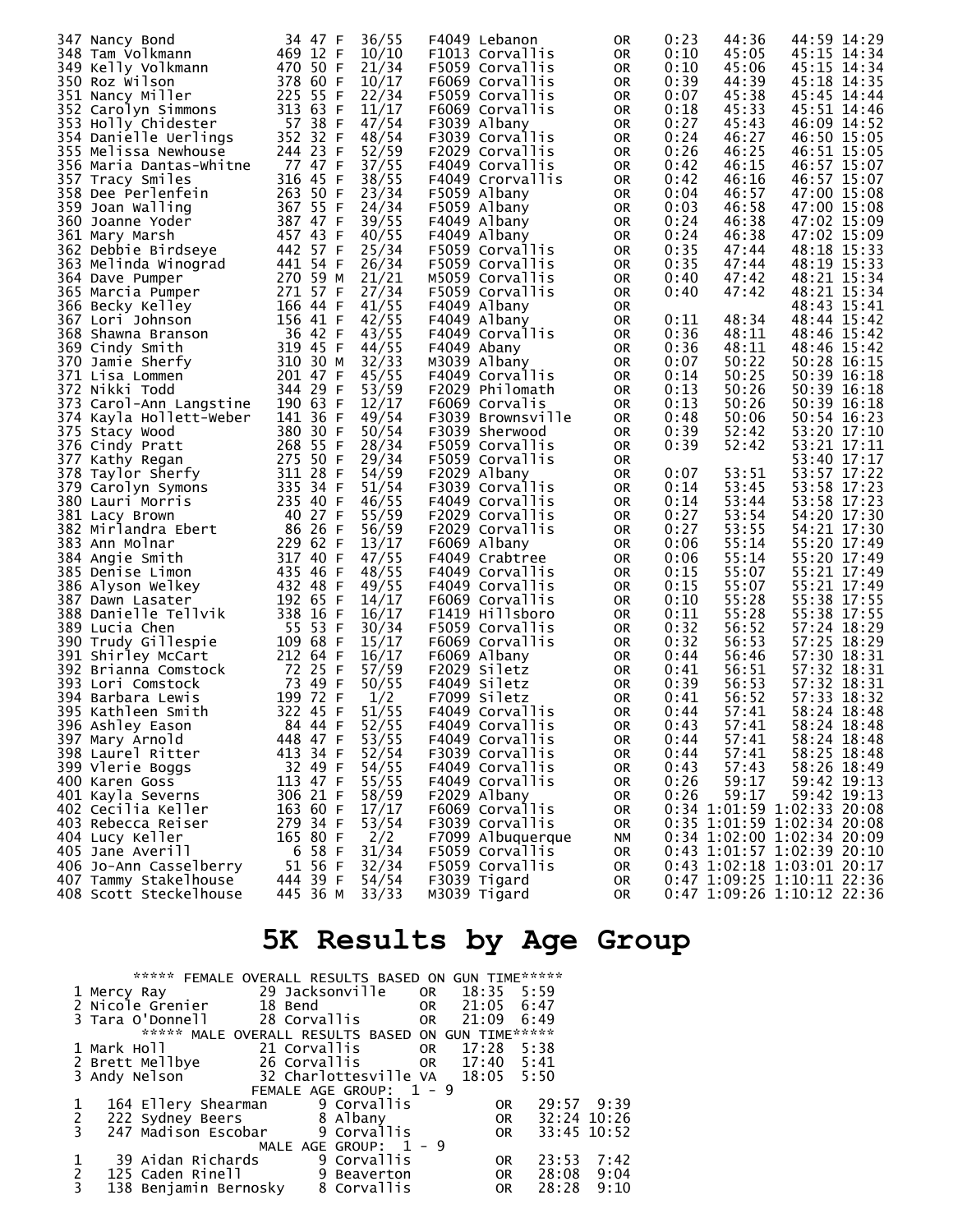| Place | Name | Bib | Age | Sex | Div Place | Division | City | State | Start | Chip Time | Gun Time | Pace |
|---|---|---|---|---|---|---|---|---|---|---|---|---|
| 347 | Nancy Bond | 34 | 47 | F | 36/55 | F4049 | Lebanon | OR | 0:23 | 44:36 | 44:59 | 14:29 |
| 348 | Tam Volkmann | 469 | 12 | F | 10/10 | F1013 | Corvallis | OR | 0:10 | 45:05 | 45:15 | 14:34 |
| 349 | Kelly Volkmann | 470 | 50 | F | 21/34 | F5059 | Corvallis | OR | 0:10 | 45:06 | 45:15 | 14:34 |
| 350 | Roz Wilson | 378 | 60 | F | 10/17 | F6069 | Corvallis | OR | 0:39 | 44:39 | 45:18 | 14:35 |
| 351 | Nancy Miller | 225 | 55 | F | 22/34 | F5059 | Corvallis | OR | 0:07 | 45:38 | 45:45 | 14:44 |
| 352 | Carolyn Simmons | 313 | 63 | F | 11/17 | F6069 | Corvallis | OR | 0:18 | 45:33 | 45:51 | 14:46 |
| 353 | Holly Chidester | 57 | 38 | F | 47/54 | F3039 | Albany | OR | 0:27 | 45:43 | 46:09 | 14:52 |
| 354 | Danielle Uerlings | 352 | 32 | F | 48/54 | F3039 | Corvallis | OR | 0:24 | 46:27 | 46:50 | 15:05 |
| 355 | Melissa Newhouse | 244 | 23 | F | 52/59 | F2029 | Corvallis | OR | 0:26 | 46:25 | 46:51 | 15:05 |
| 356 | Maria Dantas-Whitne | 77 | 47 | F | 37/55 | F4049 | Corvallis | OR | 0:42 | 46:15 | 46:57 | 15:07 |
| 357 | Tracy Smiles | 316 | 45 | F | 38/55 | F4049 | Crorvallis | OR | 0:42 | 46:16 | 46:57 | 15:07 |
| 358 | Dee Perlenfein | 263 | 50 | F | 23/34 | F5059 | Albany | OR | 0:04 | 46:57 | 47:00 | 15:08 |
| 359 | Joan Walling | 367 | 55 | F | 24/34 | F5059 | Albany | OR | 0:03 | 46:58 | 47:00 | 15:08 |
| 360 | Joanne Yoder | 387 | 47 | F | 39/55 | F4049 | Albany | OR | 0:24 | 46:38 | 47:02 | 15:09 |
| 361 | Mary Marsh | 457 | 43 | F | 40/55 | F4049 | Albany | OR | 0:24 | 46:38 | 47:02 | 15:09 |
| 362 | Debbie Birdseye | 442 | 57 | F | 25/34 | F5059 | Corvallis | OR | 0:35 | 47:44 | 48:18 | 15:33 |
| 363 | Melinda Winograd | 441 | 54 | F | 26/34 | F5059 | Corvallis | OR | 0:35 | 47:44 | 48:19 | 15:33 |
| 364 | Dave Pumper | 270 | 59 | M | 21/21 | M5059 | Corvallis | OR | 0:40 | 47:42 | 48:21 | 15:34 |
| 365 | Marcia Pumper | 271 | 57 | F | 27/34 | F5059 | Corvallis | OR | 0:40 | 47:42 | 48:21 | 15:34 |
| 366 | Becky Kelley | 166 | 44 | F | 41/55 | F4049 | Albany | OR | | | 48:43 | 15:41 |
| 367 | Lori Johnson | 156 | 41 | F | 42/55 | F4049 | Albany | OR | 0:11 | 48:34 | 48:44 | 15:42 |
| 368 | Shawna Branson | 36 | 42 | F | 43/55 | F4049 | Corvallis | OR | 0:36 | 48:11 | 48:46 | 15:42 |
| 369 | Cindy Smith | 319 | 45 | F | 44/55 | F4049 | Abany | OR | 0:36 | 48:11 | 48:46 | 15:42 |
| 370 | Jamie Sherfy | 310 | 30 | M | 32/33 | M3039 | Albany | OR | 0:07 | 50:22 | 50:28 | 16:15 |
| 371 | Lisa Lommen | 201 | 47 | F | 45/55 | F4049 | Corvallis | OR | 0:14 | 50:25 | 50:39 | 16:18 |
| 372 | Nikki Todd | 344 | 29 | F | 53/59 | F2029 | Philomath | OR | 0:13 | 50:26 | 50:39 | 16:18 |
| 373 | Carol-Ann Langstine | 190 | 63 | F | 12/17 | F6069 | Corvalis | OR | 0:13 | 50:26 | 50:39 | 16:18 |
| 374 | Kayla Hollett-Weber | 141 | 36 | F | 49/54 | F3039 | Brownsville | OR | 0:48 | 50:06 | 50:54 | 16:23 |
| 375 | Stacy Wood | 380 | 30 | F | 50/54 | F3039 | Sherwood | OR | 0:39 | 52:42 | 53:20 | 17:10 |
| 376 | Cindy Pratt | 268 | 55 | F | 28/34 | F5059 | Corvallis | OR | 0:39 | 52:42 | 53:21 | 17:11 |
| 377 | Kathy Regan | 275 | 50 | F | 29/34 | F5059 | Corvallis | OR | | | 53:40 | 17:17 |
| 378 | Taylor Sherfy | 311 | 28 | F | 54/59 | F2029 | Albany | OR | 0:07 | 53:51 | 53:57 | 17:22 |
| 379 | Carolyn Symons | 335 | 34 | F | 51/54 | F3039 | Corvallis | OR | 0:14 | 53:45 | 53:58 | 17:23 |
| 380 | Lauri Morris | 235 | 40 | F | 46/55 | F4049 | Corvallis | OR | 0:14 | 53:44 | 53:58 | 17:23 |
| 381 | Lacy Brown | 40 | 27 | F | 55/59 | F2029 | Corvallis | OR | 0:27 | 53:54 | 54:20 | 17:30 |
| 382 | Mirlandra Ebert | 86 | 26 | F | 56/59 | F2029 | Corvallis | OR | 0:27 | 53:55 | 54:21 | 17:30 |
| 383 | Ann Molnar | 229 | 62 | F | 13/17 | F6069 | Albany | OR | 0:06 | 55:14 | 55:20 | 17:49 |
| 384 | Angie Smith | 317 | 40 | F | 47/55 | F4049 | Crabtree | OR | 0:06 | 55:14 | 55:20 | 17:49 |
| 385 | Denise Limon | 435 | 46 | F | 48/55 | F4049 | Corvallis | OR | 0:15 | 55:07 | 55:21 | 17:49 |
| 386 | Alyson Welkey | 432 | 48 | F | 49/55 | F4049 | Corvallis | OR | 0:15 | 55:07 | 55:21 | 17:49 |
| 387 | Dawn Lasater | 192 | 65 | F | 14/17 | F6069 | Corvallis | OR | 0:10 | 55:28 | 55:38 | 17:55 |
| 388 | Danielle Tellvik | 338 | 16 | F | 16/17 | F1419 | Hillsboro | OR | 0:11 | 55:28 | 55:38 | 17:55 |
| 389 | Lucia Chen | 55 | 53 | F | 30/34 | F5059 | Corvallis | OR | 0:32 | 56:52 | 57:24 | 18:29 |
| 390 | Trudy Gillespie | 109 | 68 | F | 15/17 | F6069 | Corvallis | OR | 0:32 | 56:53 | 57:25 | 18:29 |
| 391 | Shirley McCart | 212 | 64 | F | 16/17 | F6069 | Albany | OR | 0:44 | 56:46 | 57:30 | 18:31 |
| 392 | Brianna Comstock | 72 | 25 | F | 57/59 | F2029 | Siletz | OR | 0:41 | 56:51 | 57:32 | 18:31 |
| 393 | Lori Comstock | 73 | 49 | F | 50/55 | F4049 | Siletz | OR | 0:39 | 56:53 | 57:32 | 18:31 |
| 394 | Barbara Lewis | 199 | 72 | F | 1/2 | F7099 | Siletz | OR | 0:41 | 56:52 | 57:33 | 18:32 |
| 395 | Kathleen Smith | 322 | 45 | F | 51/55 | F4049 | Corvallis | OR | 0:44 | 57:41 | 58:24 | 18:48 |
| 396 | Ashley Eason | 84 | 44 | F | 52/55 | F4049 | Corvallis | OR | 0:43 | 57:41 | 58:24 | 18:48 |
| 397 | Mary Arnold | 448 | 47 | F | 53/55 | F4049 | Corvallis | OR | 0:44 | 57:41 | 58:24 | 18:48 |
| 398 | Laurel Ritter | 413 | 34 | F | 52/54 | F3039 | Corvallis | OR | 0:44 | 57:41 | 58:25 | 18:48 |
| 399 | Vlerie Boggs | 32 | 49 | F | 54/55 | F4049 | Corvallis | OR | 0:43 | 57:43 | 58:26 | 18:49 |
| 400 | Karen Goss | 113 | 47 | F | 55/55 | F4049 | Corvallis | OR | 0:26 | 59:17 | 59:42 | 19:13 |
| 401 | Kayla Severns | 306 | 21 | F | 58/59 | F2029 | Albany | OR | 0:26 | 59:17 | 59:42 | 19:13 |
| 402 | Cecilia Keller | 163 | 60 | F | 17/17 | F6069 | Corvallis | OR | 0:34 | 1:01:59 | 1:02:33 | 20:08 |
| 403 | Rebecca Reiser | 279 | 34 | F | 53/54 | F3039 | Corvallis | OR | 0:35 | 1:01:59 | 1:02:34 | 20:08 |
| 404 | Lucy Keller | 165 | 80 | F | 2/2 | F7099 | Albuquerque | NM | 0:34 | 1:02:00 | 1:02:34 | 20:09 |
| 405 | Jane Averill | 6 | 58 | F | 31/34 | F5059 | Corvallis | OR | 0:43 | 1:01:57 | 1:02:39 | 20:10 |
| 406 | Jo-Ann Casselberry | 51 | 56 | F | 32/34 | F5059 | Corvallis | OR | 0:43 | 1:02:18 | 1:03:01 | 20:17 |
| 407 | Tammy Stakelhouse | 444 | 39 | F | 54/54 | F3039 | Tigard | OR | 0:47 | 1:09:25 | 1:10:11 | 22:36 |
| 408 | Scott Steckelhouse | 445 | 36 | M | 33/33 | M3039 | Tigard | OR | 0:47 | 1:09:26 | 1:10:12 | 22:36 |

# 5K Results by Age Group

***** FEMALE OVERALL RESULTS BASED ON GUN TIME*****

| Place | Name | Age | City | State | Time | Pace |
|---|---|---|---|---|---|---|
| 1 | Mercy Ray | 29 | Jacksonville | OR | 18:35 | 5:59 |
| 2 | Nicole Grenier | 18 | Bend | OR | 21:05 | 6:47 |
| 3 | Tara O'Donnell | 28 | Corvallis | OR | 21:09 | 6:49 |

***** MALE OVERALL RESULTS BASED ON GUN TIME*****

| Place | Name | Age | City | State | Time | Pace |
|---|---|---|---|---|---|---|
| 1 | Mark Holl | 21 | Corvallis | OR | 17:28 | 5:38 |
| 2 | Brett Mellbye | 26 | Corvallis | OR | 17:40 | 5:41 |
| 3 | Andy Nelson | 32 | Charlottesville | VA | 18:05 | 5:50 |

FEMALE AGE GROUP: 1 - 9

| Place | Bib | Name | Age | City | State | Time | Pace |
|---|---|---|---|---|---|---|---|
| 1 | 164 | Ellery Shearman | 9 | Corvallis | OR | 29:57 | 9:39 |
| 2 | 222 | Sydney Beers | 8 | Albany | OR | 32:24 | 10:26 |
| 3 | 247 | Madison Escobar | 9 | Corvallis | OR | 33:45 | 10:52 |

MALE AGE GROUP: 1 - 9

| Place | Bib | Name | Age | City | State | Time | Pace |
|---|---|---|---|---|---|---|---|
| 1 | 39 | Aidan Richards | 9 | Corvallis | OR | 23:53 | 7:42 |
| 2 | 125 | Caden Rinell | 9 | Beaverton | OR | 28:08 | 9:04 |
| 3 | 138 | Benjamin Bernosky | 8 | Corvallis | OR | 28:28 | 9:10 |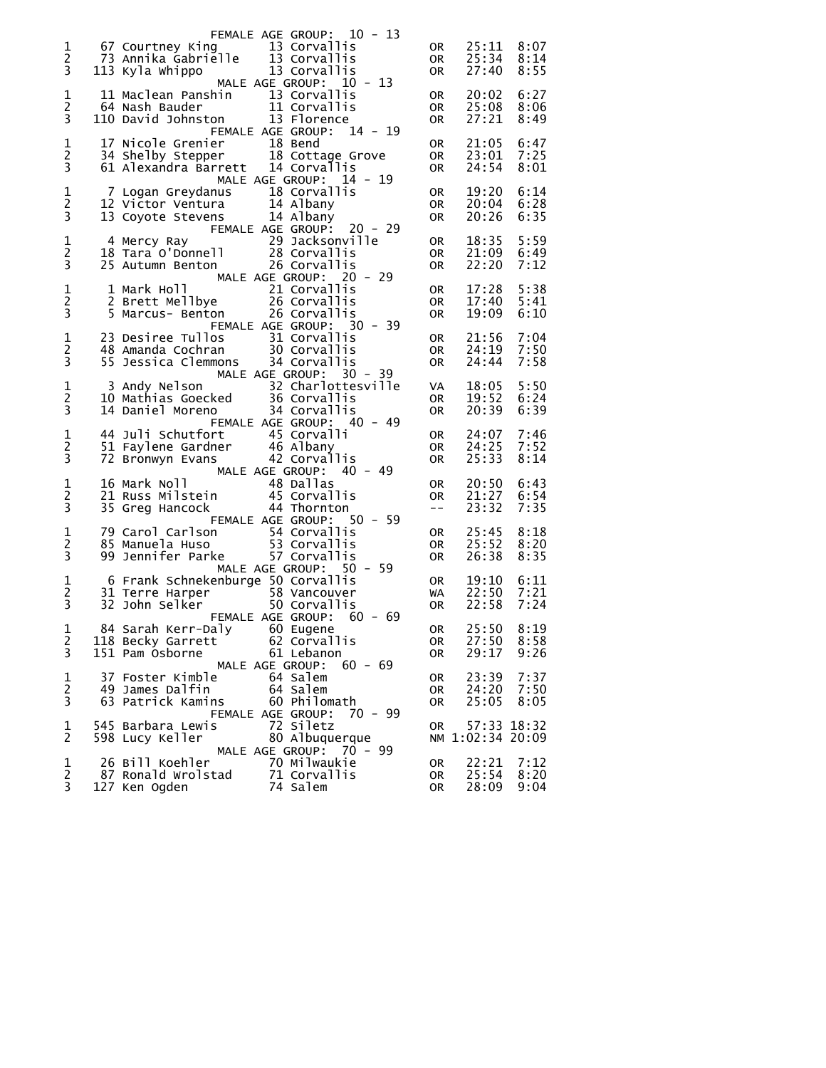### FEMALE AGE GROUP: 10 - 13

| | | | | | | | |
|---|---|---|---|---|---|---|---|
| 1 | 67 | Courtney King | 13 | Corvallis | OR | 25:11 | 8:07 |
| 2 | 73 | Annika Gabrielle | 13 | Corvallis | OR | 25:34 | 8:14 |
| 3 | 113 | Kyla Whippo | 13 | Corvallis | OR | 27:40 | 8:55 |

### MALE AGE GROUP: 10 - 13

| | | | | | | | |
|---|---|---|---|---|---|---|---|
| 1 | 11 | Maclean Panshin | 13 | Corvallis | OR | 20:02 | 6:27 |
| 2 | 64 | Nash Bauder | 11 | Corvallis | OR | 25:08 | 8:06 |
| 3 | 110 | David Johnston | 13 | Florence | OR | 27:21 | 8:49 |

### FEMALE AGE GROUP: 14 - 19

| | | | | | | | |
|---|---|---|---|---|---|---|---|
| 1 | 17 | Nicole Grenier | 18 | Bend | OR | 21:05 | 6:47 |
| 2 | 34 | Shelby Stepper | 18 | Cottage Grove | OR | 23:01 | 7:25 |
| 3 | 61 | Alexandra Barrett | 14 | Corvallis | OR | 24:54 | 8:01 |

### MALE AGE GROUP: 14 - 19

| | | | | | | | |
|---|---|---|---|---|---|---|---|
| 1 | 7 | Logan Greydanus | 18 | Corvallis | OR | 19:20 | 6:14 |
| 2 | 12 | Victor Ventura | 14 | Albany | OR | 20:04 | 6:28 |
| 3 | 13 | Coyote Stevens | 14 | Albany | OR | 20:26 | 6:35 |

### FEMALE AGE GROUP: 20 - 29

| | | | | | | | |
|---|---|---|---|---|---|---|---|
| 1 | 4 | Mercy Ray | 29 | Jacksonville | OR | 18:35 | 5:59 |
| 2 | 18 | Tara O'Donnell | 28 | Corvallis | OR | 21:09 | 6:49 |
| 3 | 25 | Autumn Benton | 26 | Corvallis | OR | 22:20 | 7:12 |

### MALE AGE GROUP: 20 - 29

| | | | | | | | |
|---|---|---|---|---|---|---|---|
| 1 | 1 | Mark Holl | 21 | Corvallis | OR | 17:28 | 5:38 |
| 2 | 2 | Brett Mellbye | 26 | Corvallis | OR | 17:40 | 5:41 |
| 3 | 5 | Marcus- Benton | 26 | Corvallis | OR | 19:09 | 6:10 |

### FEMALE AGE GROUP: 30 - 39

| | | | | | | | |
|---|---|---|---|---|---|---|---|
| 1 | 23 | Desiree Tullos | 31 | Corvallis | OR | 21:56 | 7:04 |
| 2 | 48 | Amanda Cochran | 30 | Corvallis | OR | 24:19 | 7:50 |
| 3 | 55 | Jessica Clemmons | 34 | Corvallis | OR | 24:44 | 7:58 |

### MALE AGE GROUP: 30 - 39

| | | | | | | | |
|---|---|---|---|---|---|---|---|
| 1 | 3 | Andy Nelson | 32 | Charlottesville | VA | 18:05 | 5:50 |
| 2 | 10 | Mathias Goecked | 36 | Corvallis | OR | 19:52 | 6:24 |
| 3 | 14 | Daniel Moreno | 34 | Corvallis | OR | 20:39 | 6:39 |

### FEMALE AGE GROUP: 40 - 49

| | | | | | | | |
|---|---|---|---|---|---|---|---|
| 1 | 44 | Juli Schutfort | 45 | Corvalli | OR | 24:07 | 7:46 |
| 2 | 51 | Faylene Gardner | 46 | Albany | OR | 24:25 | 7:52 |
| 3 | 72 | Bronwyn Evans | 42 | Corvallis | OR | 25:33 | 8:14 |

### MALE AGE GROUP: 40 - 49

| | | | | | | | |
|---|---|---|---|---|---|---|---|
| 1 | 16 | Mark Noll | 48 | Dallas | OR | 20:50 | 6:43 |
| 2 | 21 | Russ Milstein | 45 | Corvallis | OR | 21:27 | 6:54 |
| 3 | 35 | Greg Hancock | 44 | Thornton | -- | 23:32 | 7:35 |

### FEMALE AGE GROUP: 50 - 59

| | | | | | | | |
|---|---|---|---|---|---|---|---|
| 1 | 79 | Carol Carlson | 54 | Corvallis | OR | 25:45 | 8:18 |
| 2 | 85 | Manuela Huso | 53 | Corvallis | OR | 25:52 | 8:20 |
| 3 | 99 | Jennifer Parke | 57 | Corvallis | OR | 26:38 | 8:35 |

### MALE AGE GROUP: 50 - 59

| | | | | | | | |
|---|---|---|---|---|---|---|---|
| 1 | 6 | Frank Schnekenburge | 50 | Corvallis | OR | 19:10 | 6:11 |
| 2 | 31 | Terre Harper | 58 | Vancouver | WA | 22:50 | 7:21 |
| 3 | 32 | John Selker | 50 | Corvallis | OR | 22:58 | 7:24 |

### FEMALE AGE GROUP: 60 - 69

| | | | | | | | |
|---|---|---|---|---|---|---|---|
| 1 | 84 | Sarah Kerr-Daly | 60 | Eugene | OR | 25:50 | 8:19 |
| 2 | 118 | Becky Garrett | 62 | Corvallis | OR | 27:50 | 8:58 |
| 3 | 151 | Pam Osborne | 61 | Lebanon | OR | 29:17 | 9:26 |

### MALE AGE GROUP: 60 - 69

| | | | | | | | |
|---|---|---|---|---|---|---|---|
| 1 | 37 | Foster Kimble | 64 | Salem | OR | 23:39 | 7:37 |
| 2 | 49 | James Dalfin | 64 | Salem | OR | 24:20 | 7:50 |
| 3 | 63 | Patrick Kamins | 60 | Philomath | OR | 25:05 | 8:05 |

### FEMALE AGE GROUP: 70 - 99

| | | | | | | | |
|---|---|---|---|---|---|---|---|
| 1 | 545 | Barbara Lewis | 72 | Siletz | OR | 57:33 | 18:32 |
| 2 | 598 | Lucy Keller | 80 | Albuquerque | NM | 1:02:34 | 20:09 |

### MALE AGE GROUP: 70 - 99

| | | | | | | | |
|---|---|---|---|---|---|---|---|
| 1 | 26 | Bill Koehler | 70 | Milwaukie | OR | 22:21 | 7:12 |
| 2 | 87 | Ronald Wrolstad | 71 | Corvallis | OR | 25:54 | 8:20 |
| 3 | 127 | Ken Ogden | 74 | Salem | OR | 28:09 | 9:04 |